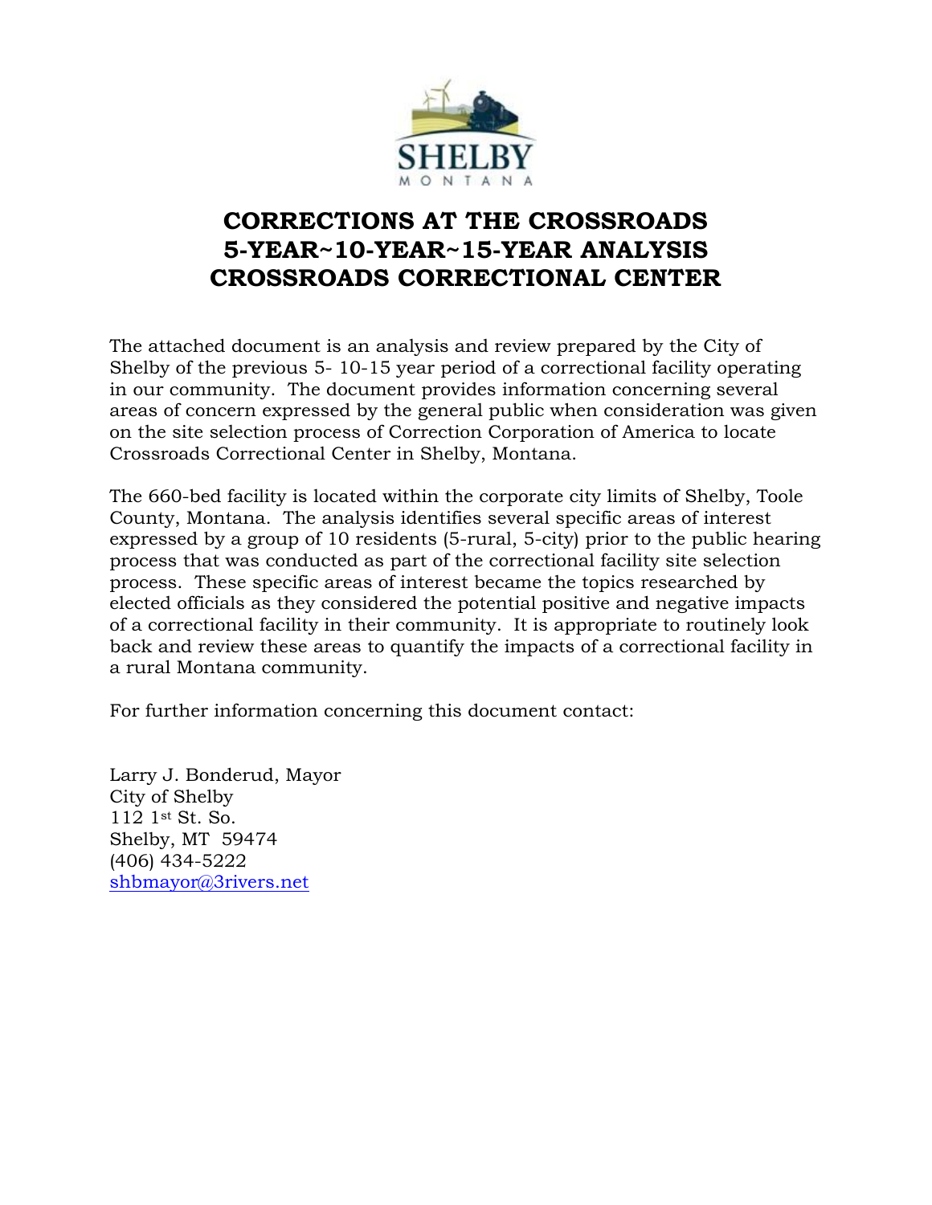SHELBY

MONTANA

# CORRECTIONS AT THE CROSSROADS
# 5-YEAR~10-YEAR~15-YEAR ANALYSIS
# CROSSROADS CORRECTIONAL CENTER

The attached document is an analysis and review prepared by the City of Shelby of the previous 5- 10-15 year period of a correctional facility operating in our community. The document provides information concerning several areas of concern expressed by the general public when consideration was given on the site selection process of Correction Corporation of America to locate Crossroads Correctional Center in Shelby, Montana.

The 660-bed facility is located within the corporate city limits of Shelby, Toole County, Montana. The analysis identifies several specific areas of interest expressed by a group of 10 residents (5-rural, 5-city) prior to the public hearing process that was conducted as part of the correctional facility site selection process. These specific areas of interest became the topics researched by elected officials as they considered the potential positive and negative impacts of a correctional facility in their community. It is appropriate to routinely look back and review these areas to quantify the impacts of a correctional facility in a rural Montana community.

For further information concerning this document contact:

Larry J. Bonderud, Mayor
City of Shelby
112 1st St. So.
Shelby, MT 59474
(406) 434-5222
shbmayor@3rivers.net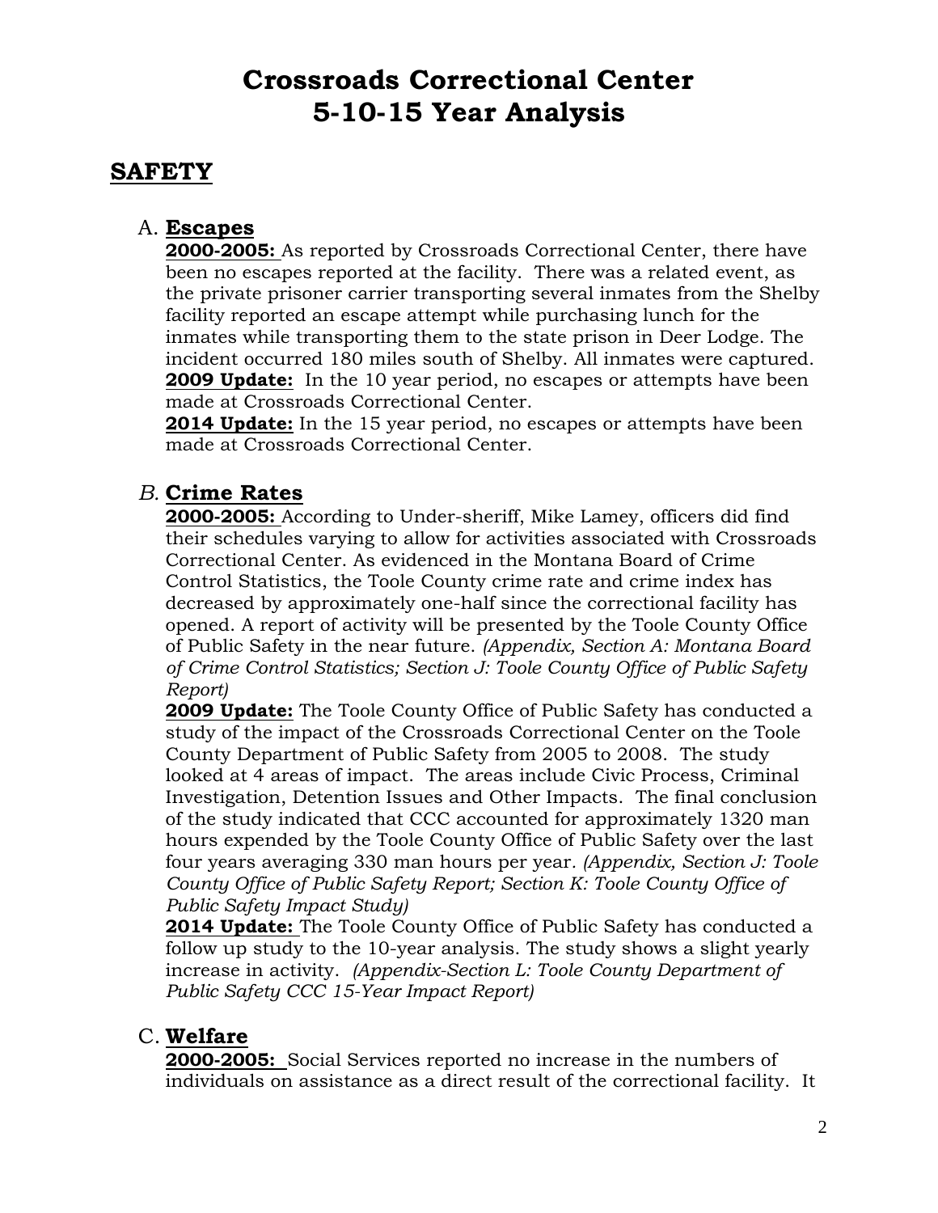# Crossroads Correctional Center
# 5-10-15 Year Analysis

## SAFETY

### A. Escapes

**2000-2005:** As reported by Crossroads Correctional Center, there have been no escapes reported at the facility. There was a related event, as the private prisoner carrier transporting several inmates from the Shelby facility reported an escape attempt while purchasing lunch for the inmates while transporting them to the state prison in Deer Lodge. The incident occurred 180 miles south of Shelby. All inmates were captured.

**2009 Update:** In the 10 year period, no escapes or attempts have been made at Crossroads Correctional Center.

**2014 Update:** In the 15 year period, no escapes or attempts have been made at Crossroads Correctional Center.

### *B.* Crime Rates

**2000-2005:** According to Under-sheriff, Mike Lamey, officers did find their schedules varying to allow for activities associated with Crossroads Correctional Center. As evidenced in the Montana Board of Crime Control Statistics, the Toole County crime rate and crime index has decreased by approximately one-half since the correctional facility has opened. A report of activity will be presented by the Toole County Office of Public Safety in the near future. *(Appendix, Section A: Montana Board of Crime Control Statistics; Section J: Toole County Office of Public Safety Report)*

**2009 Update:** The Toole County Office of Public Safety has conducted a study of the impact of the Crossroads Correctional Center on the Toole County Department of Public Safety from 2005 to 2008. The study looked at 4 areas of impact. The areas include Civic Process, Criminal Investigation, Detention Issues and Other Impacts. The final conclusion of the study indicated that CCC accounted for approximately 1320 man hours expended by the Toole County Office of Public Safety over the last four years averaging 330 man hours per year. *(Appendix, Section J: Toole County Office of Public Safety Report; Section K: Toole County Office of Public Safety Impact Study)*

**2014 Update:** The Toole County Office of Public Safety has conducted a follow up study to the 10-year analysis. The study shows a slight yearly increase in activity. *(Appendix-Section L: Toole County Department of Public Safety CCC 15-Year Impact Report)*

### C. Welfare

**2000-2005:** Social Services reported no increase in the numbers of individuals on assistance as a direct result of the correctional facility. It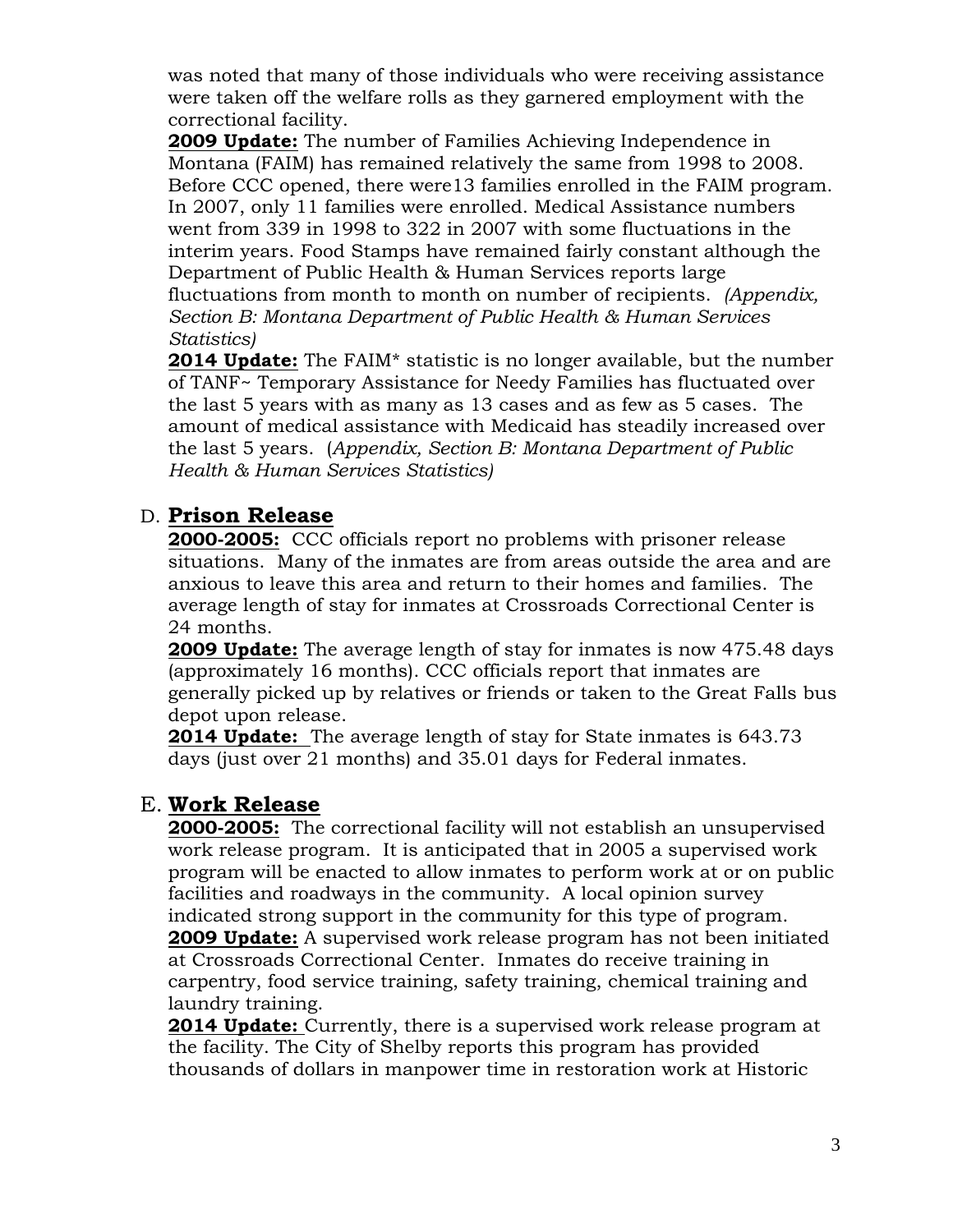was noted that many of those individuals who were receiving assistance were taken off the welfare rolls as they garnered employment with the correctional facility.

**2009 Update:** The number of Families Achieving Independence in Montana (FAIM) has remained relatively the same from 1998 to 2008. Before CCC opened, there were13 families enrolled in the FAIM program. In 2007, only 11 families were enrolled. Medical Assistance numbers went from 339 in 1998 to 322 in 2007 with some fluctuations in the interim years. Food Stamps have remained fairly constant although the Department of Public Health & Human Services reports large fluctuations from month to month on number of recipients. *(Appendix, Section B: Montana Department of Public Health & Human Services Statistics)*

**2014 Update:** The FAIM* statistic is no longer available, but the number of TANF~ Temporary Assistance for Needy Families has fluctuated over the last 5 years with as many as 13 cases and as few as 5 cases. The amount of medical assistance with Medicaid has steadily increased over the last 5 years. (*Appendix, Section B: Montana Department of Public Health & Human Services Statistics)*

## D. Prison Release

**2000-2005:** CCC officials report no problems with prisoner release situations. Many of the inmates are from areas outside the area and are anxious to leave this area and return to their homes and families. The average length of stay for inmates at Crossroads Correctional Center is 24 months.

**2009 Update:** The average length of stay for inmates is now 475.48 days (approximately 16 months). CCC officials report that inmates are generally picked up by relatives or friends or taken to the Great Falls bus depot upon release.

**2014 Update:** The average length of stay for State inmates is 643.73 days (just over 21 months) and 35.01 days for Federal inmates.

## E. Work Release

**2000-2005:** The correctional facility will not establish an unsupervised work release program. It is anticipated that in 2005 a supervised work program will be enacted to allow inmates to perform work at or on public facilities and roadways in the community. A local opinion survey indicated strong support in the community for this type of program.

**2009 Update:** A supervised work release program has not been initiated at Crossroads Correctional Center. Inmates do receive training in carpentry, food service training, safety training, chemical training and laundry training.

**2014 Update:** Currently, there is a supervised work release program at the facility. The City of Shelby reports this program has provided thousands of dollars in manpower time in restoration work at Historic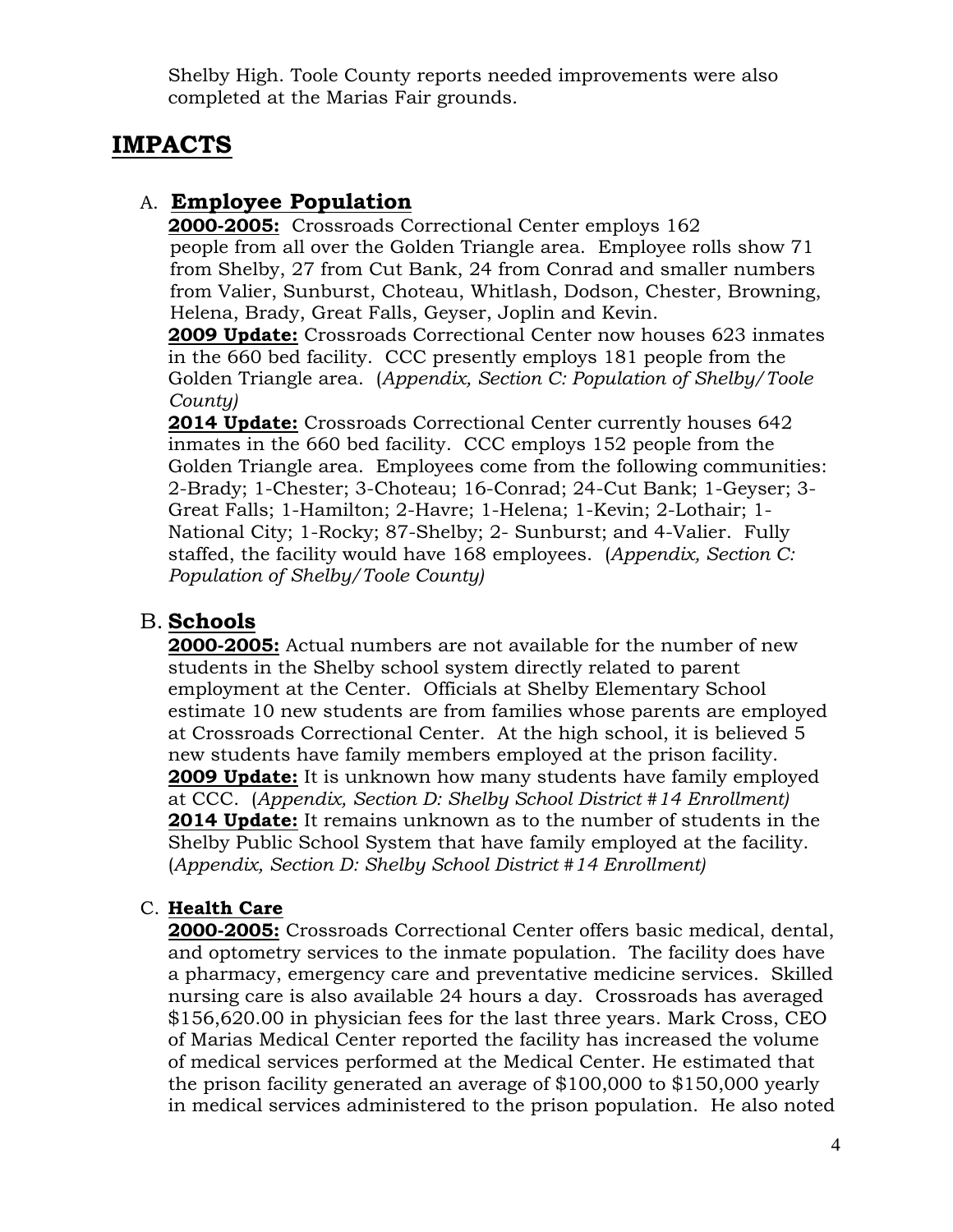Shelby High. Toole County reports needed improvements were also completed at the Marias Fair grounds.

# IMPACTS

## A. Employee Population

**2000-2005:** Crossroads Correctional Center employs 162 people from all over the Golden Triangle area. Employee rolls show 71 from Shelby, 27 from Cut Bank, 24 from Conrad and smaller numbers from Valier, Sunburst, Choteau, Whitlash, Dodson, Chester, Browning, Helena, Brady, Great Falls, Geyser, Joplin and Kevin.

**2009 Update:** Crossroads Correctional Center now houses 623 inmates in the 660 bed facility. CCC presently employs 181 people from the Golden Triangle area. (*Appendix, Section C: Population of Shelby/Toole County)*

**2014 Update:** Crossroads Correctional Center currently houses 642 inmates in the 660 bed facility. CCC employs 152 people from the Golden Triangle area. Employees come from the following communities: 2-Brady; 1-Chester; 3-Choteau; 16-Conrad; 24-Cut Bank; 1-Geyser; 3-Great Falls; 1-Hamilton; 2-Havre; 1-Helena; 1-Kevin; 2-Lothair; 1-National City; 1-Rocky; 87-Shelby; 2- Sunburst; and 4-Valier. Fully staffed, the facility would have 168 employees. (*Appendix, Section C: Population of Shelby/Toole County)*

## B. Schools

**2000-2005:** Actual numbers are not available for the number of new students in the Shelby school system directly related to parent employment at the Center. Officials at Shelby Elementary School estimate 10 new students are from families whose parents are employed at Crossroads Correctional Center. At the high school, it is believed 5 new students have family members employed at the prison facility.

**2009 Update:** It is unknown how many students have family employed at CCC. (*Appendix, Section D: Shelby School District #14 Enrollment)*

**2014 Update:** It remains unknown as to the number of students in the Shelby Public School System that have family employed at the facility. (*Appendix, Section D: Shelby School District #14 Enrollment)*

## C. Health Care

**2000-2005:** Crossroads Correctional Center offers basic medical, dental, and optometry services to the inmate population. The facility does have a pharmacy, emergency care and preventative medicine services. Skilled nursing care is also available 24 hours a day. Crossroads has averaged $156,620.00 in physician fees for the last three years. Mark Cross, CEO of Marias Medical Center reported the facility has increased the volume of medical services performed at the Medical Center. He estimated that the prison facility generated an average of $100,000 to $150,000 yearly in medical services administered to the prison population. He also noted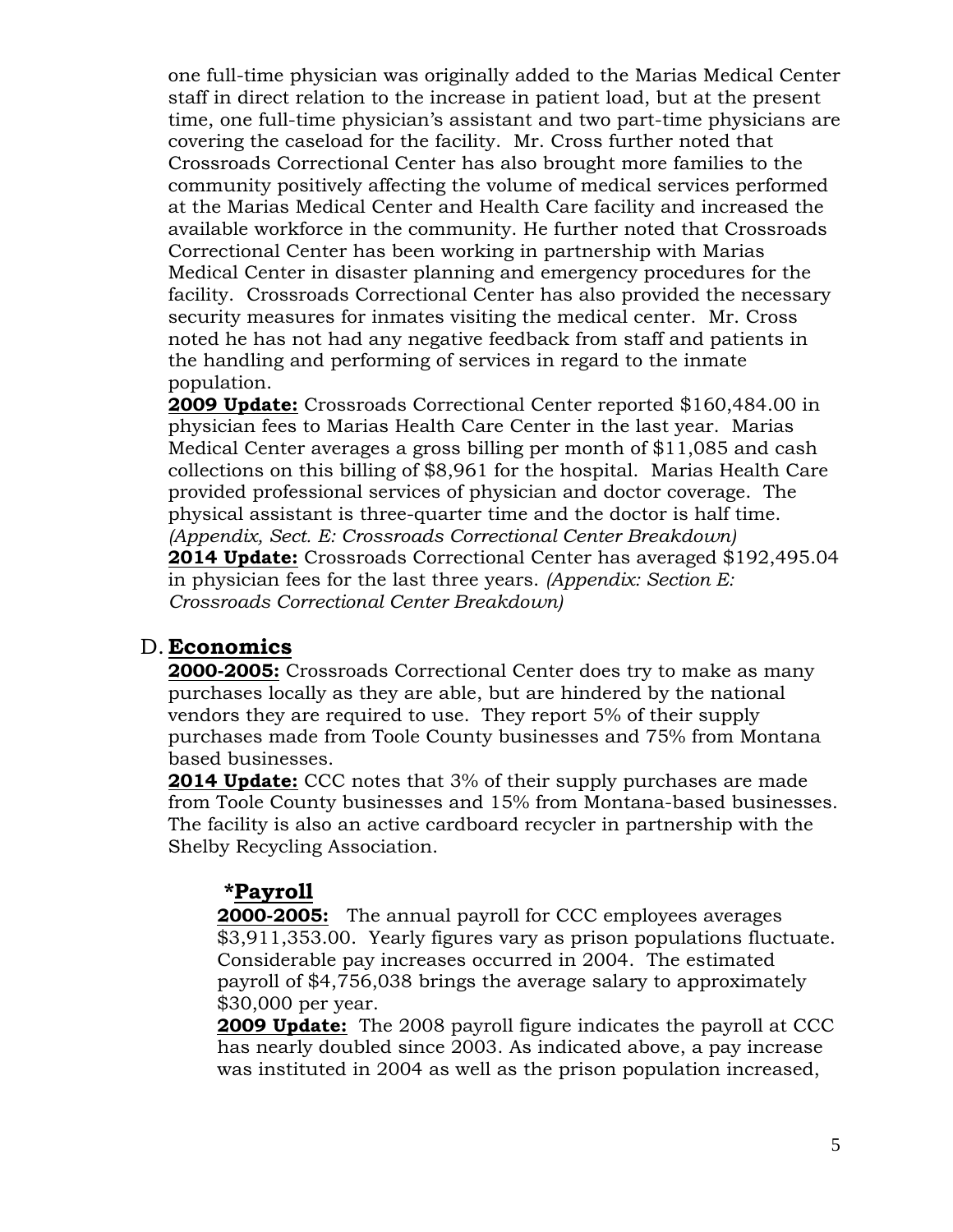one full-time physician was originally added to the Marias Medical Center staff in direct relation to the increase in patient load, but at the present time, one full-time physician's assistant and two part-time physicians are covering the caseload for the facility. Mr. Cross further noted that Crossroads Correctional Center has also brought more families to the community positively affecting the volume of medical services performed at the Marias Medical Center and Health Care facility and increased the available workforce in the community. He further noted that Crossroads Correctional Center has been working in partnership with Marias Medical Center in disaster planning and emergency procedures for the facility. Crossroads Correctional Center has also provided the necessary security measures for inmates visiting the medical center. Mr. Cross noted he has not had any negative feedback from staff and patients in the handling and performing of services in regard to the inmate population.

**2009 Update:** Crossroads Correctional Center reported $160,484.00 in physician fees to Marias Health Care Center in the last year. Marias Medical Center averages a gross billing per month of $11,085 and cash collections on this billing of $8,961 for the hospital. Marias Health Care provided professional services of physician and doctor coverage. The physical assistant is three-quarter time and the doctor is half time. *(Appendix, Sect. E: Crossroads Correctional Center Breakdown)*

**2014 Update:** Crossroads Correctional Center has averaged $192,495.04 in physician fees for the last three years. *(Appendix: Section E: Crossroads Correctional Center Breakdown)*

## D. Economics

**2000-2005:** Crossroads Correctional Center does try to make as many purchases locally as they are able, but are hindered by the national vendors they are required to use. They report 5% of their supply purchases made from Toole County businesses and 75% from Montana based businesses.

**2014 Update:** CCC notes that 3% of their supply purchases are made from Toole County businesses and 15% from Montana-based businesses. The facility is also an active cardboard recycler in partnership with the Shelby Recycling Association.

### *Payroll

**2000-2005:** The annual payroll for CCC employees averages $3,911,353.00. Yearly figures vary as prison populations fluctuate. Considerable pay increases occurred in 2004. The estimated payroll of $4,756,038 brings the average salary to approximately $30,000 per year.

**2009 Update:** The 2008 payroll figure indicates the payroll at CCC has nearly doubled since 2003. As indicated above, a pay increase was instituted in 2004 as well as the prison population increased,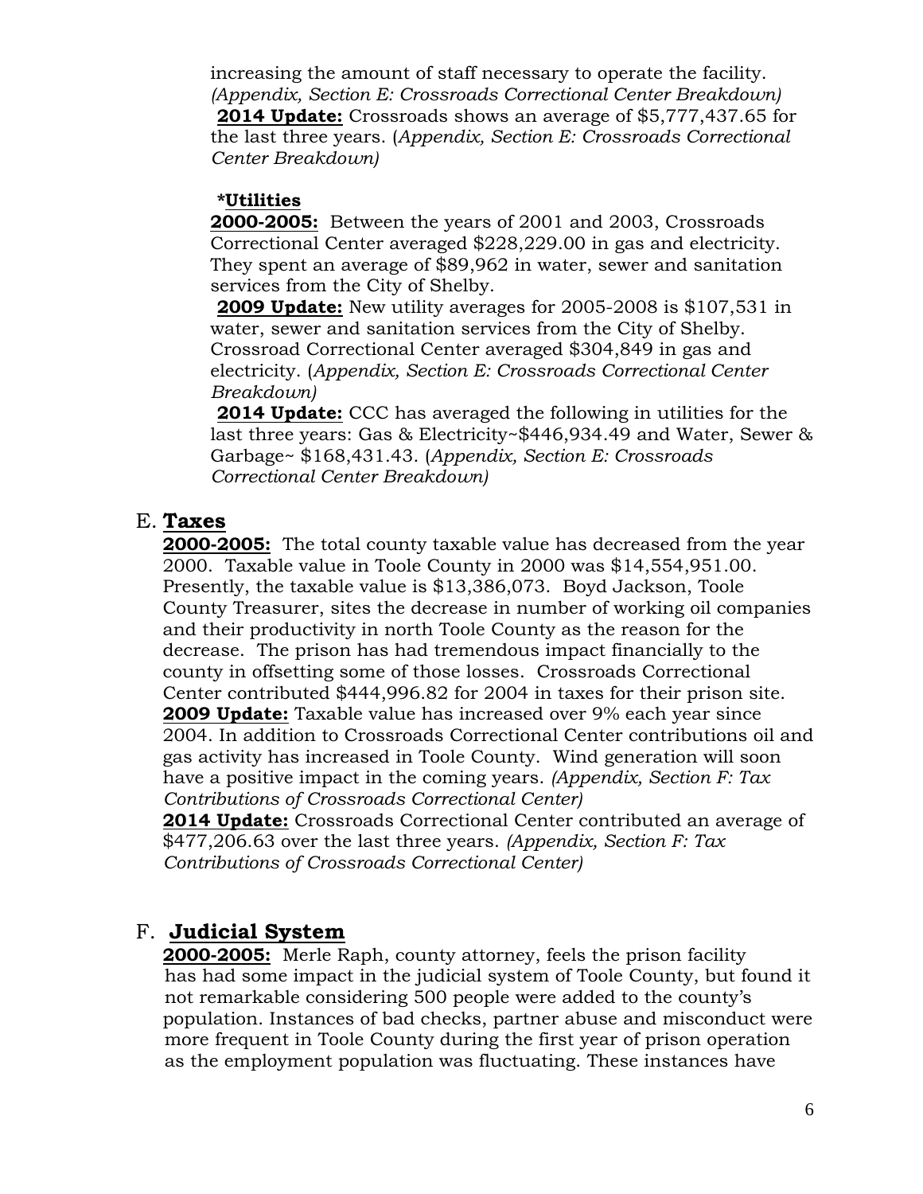increasing the amount of staff necessary to operate the facility. *(Appendix, Section E: Crossroads Correctional Center Breakdown)*
**2014 Update:** Crossroads shows an average of $5,777,437.65 for the last three years. (*Appendix, Section E: Crossroads Correctional Center Breakdown)*

***Utilities**

**2000-2005:** Between the years of 2001 and 2003, Crossroads Correctional Center averaged $228,229.00 in gas and electricity. They spent an average of $89,962 in water, sewer and sanitation services from the City of Shelby.
**2009 Update:** New utility averages for 2005-2008 is $107,531 in water, sewer and sanitation services from the City of Shelby. Crossroad Correctional Center averaged $304,849 in gas and electricity. (*Appendix, Section E: Crossroads Correctional Center Breakdown)*
**2014 Update:** CCC has averaged the following in utilities for the last three years: Gas & Electricity~$446,934.49 and Water, Sewer & Garbage~ $168,431.43. (*Appendix, Section E: Crossroads Correctional Center Breakdown)*

## E. Taxes

**2000-2005:** The total county taxable value has decreased from the year 2000. Taxable value in Toole County in 2000 was $14,554,951.00. Presently, the taxable value is $13,386,073. Boyd Jackson, Toole County Treasurer, sites the decrease in number of working oil companies and their productivity in north Toole County as the reason for the decrease. The prison has had tremendous impact financially to the county in offsetting some of those losses. Crossroads Correctional Center contributed $444,996.82 for 2004 in taxes for their prison site.
**2009 Update:** Taxable value has increased over 9% each year since 2004. In addition to Crossroads Correctional Center contributions oil and gas activity has increased in Toole County. Wind generation will soon have a positive impact in the coming years. *(Appendix, Section F: Tax Contributions of Crossroads Correctional Center)*
**2014 Update:** Crossroads Correctional Center contributed an average of $477,206.63 over the last three years. *(Appendix, Section F: Tax Contributions of Crossroads Correctional Center)*

## F. Judicial System

**2000-2005:** Merle Raph, county attorney, feels the prison facility has had some impact in the judicial system of Toole County, but found it not remarkable considering 500 people were added to the county's population. Instances of bad checks, partner abuse and misconduct were more frequent in Toole County during the first year of prison operation as the employment population was fluctuating. These instances have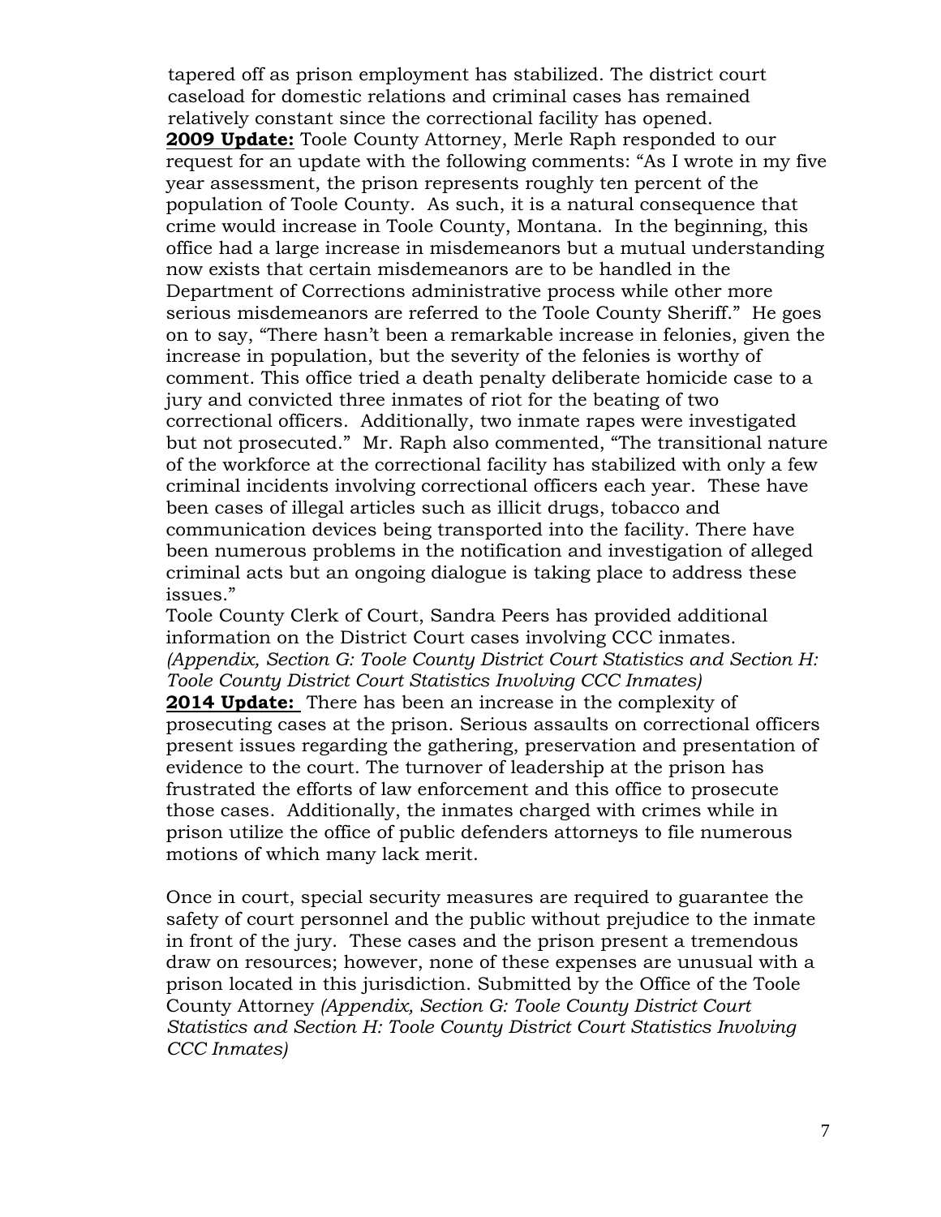tapered off as prison employment has stabilized. The district court caseload for domestic relations and criminal cases has remained relatively constant since the correctional facility has opened.

**2009 Update:** Toole County Attorney, Merle Raph responded to our request for an update with the following comments: "As I wrote in my five year assessment, the prison represents roughly ten percent of the population of Toole County. As such, it is a natural consequence that crime would increase in Toole County, Montana. In the beginning, this office had a large increase in misdemeanors but a mutual understanding now exists that certain misdemeanors are to be handled in the Department of Corrections administrative process while other more serious misdemeanors are referred to the Toole County Sheriff." He goes on to say, "There hasn't been a remarkable increase in felonies, given the increase in population, but the severity of the felonies is worthy of comment. This office tried a death penalty deliberate homicide case to a jury and convicted three inmates of riot for the beating of two correctional officers. Additionally, two inmate rapes were investigated but not prosecuted." Mr. Raph also commented, "The transitional nature of the workforce at the correctional facility has stabilized with only a few criminal incidents involving correctional officers each year. These have been cases of illegal articles such as illicit drugs, tobacco and communication devices being transported into the facility. There have been numerous problems in the notification and investigation of alleged criminal acts but an ongoing dialogue is taking place to address these issues."

Toole County Clerk of Court, Sandra Peers has provided additional information on the District Court cases involving CCC inmates. *(Appendix, Section G: Toole County District Court Statistics and Section H: Toole County District Court Statistics Involving CCC Inmates)*

**2014 Update:** There has been an increase in the complexity of prosecuting cases at the prison. Serious assaults on correctional officers present issues regarding the gathering, preservation and presentation of evidence to the court. The turnover of leadership at the prison has frustrated the efforts of law enforcement and this office to prosecute those cases. Additionally, the inmates charged with crimes while in prison utilize the office of public defenders attorneys to file numerous motions of which many lack merit.

Once in court, special security measures are required to guarantee the safety of court personnel and the public without prejudice to the inmate in front of the jury. These cases and the prison present a tremendous draw on resources; however, none of these expenses are unusual with a prison located in this jurisdiction. Submitted by the Office of the Toole County Attorney *(Appendix, Section G: Toole County District Court Statistics and Section H: Toole County District Court Statistics Involving CCC Inmates)*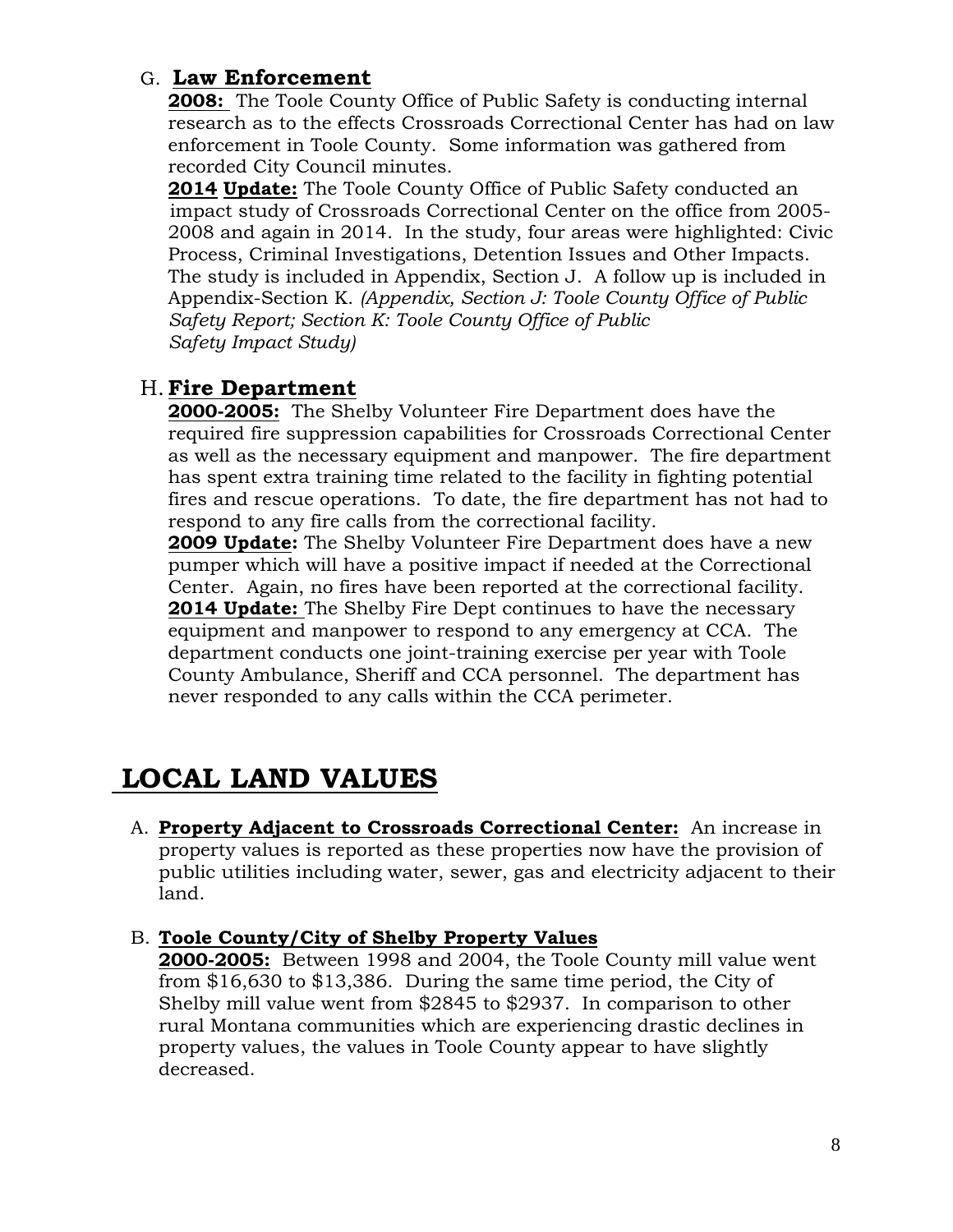G. **Law Enforcement**

**2008:** The Toole County Office of Public Safety is conducting internal research as to the effects Crossroads Correctional Center has had on law enforcement in Toole County. Some information was gathered from recorded City Council minutes.

**2014 Update:** The Toole County Office of Public Safety conducted an impact study of Crossroads Correctional Center on the office from 2005-2008 and again in 2014. In the study, four areas were highlighted: Civic Process, Criminal Investigations, Detention Issues and Other Impacts. The study is included in Appendix, Section J. A follow up is included in Appendix-Section K. *(Appendix, Section J: Toole County Office of Public Safety Report; Section K: Toole County Office of Public Safety Impact Study)*

H. **Fire Department**

**2000-2005:** The Shelby Volunteer Fire Department does have the required fire suppression capabilities for Crossroads Correctional Center as well as the necessary equipment and manpower. The fire department has spent extra training time related to the facility in fighting potential fires and rescue operations. To date, the fire department has not had to respond to any fire calls from the correctional facility.

**2009 Update:** The Shelby Volunteer Fire Department does have a new pumper which will have a positive impact if needed at the Correctional Center. Again, no fires have been reported at the correctional facility.

**2014 Update:** The Shelby Fire Dept continues to have the necessary equipment and manpower to respond to any emergency at CCA. The department conducts one joint-training exercise per year with Toole County Ambulance, Sheriff and CCA personnel. The department has never responded to any calls within the CCA perimeter.

# LOCAL LAND VALUES

A. **Property Adjacent to Crossroads Correctional Center:** An increase in property values is reported as these properties now have the provision of public utilities including water, sewer, gas and electricity adjacent to their land.

B. **Toole County/City of Shelby Property Values**

**2000-2005:** Between 1998 and 2004, the Toole County mill value went from $16,630 to $13,386. During the same time period, the City of Shelby mill value went from $2845 to $2937. In comparison to other rural Montana communities which are experiencing drastic declines in property values, the values in Toole County appear to have slightly decreased.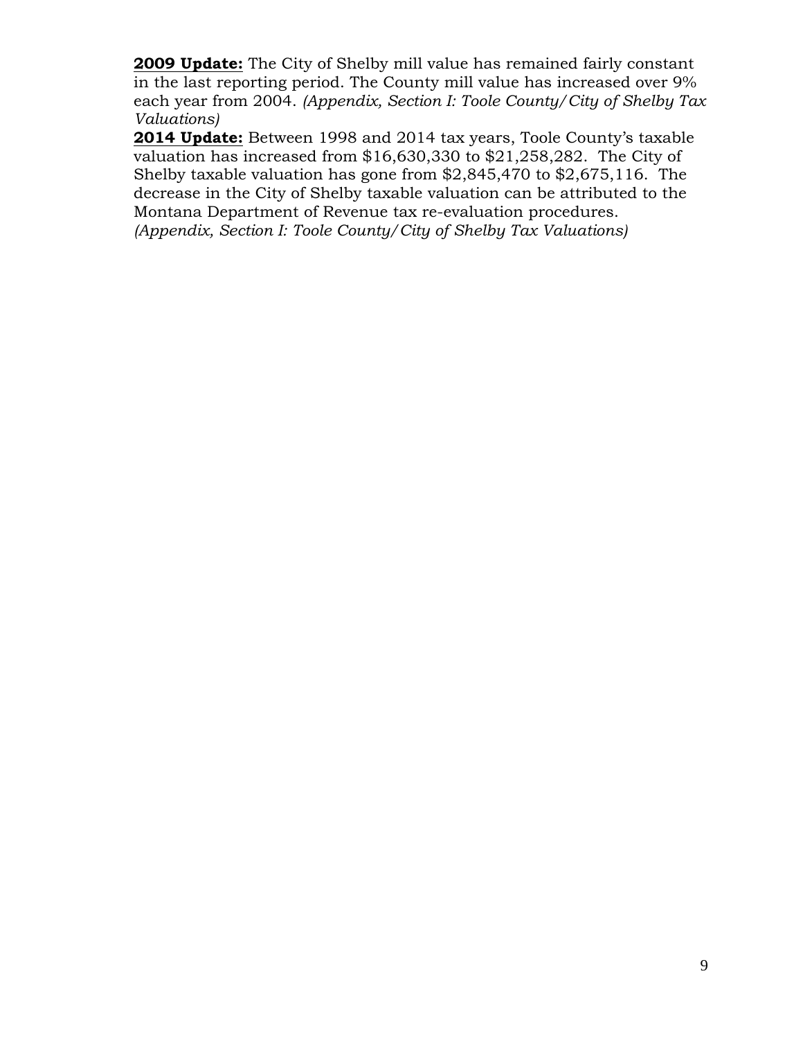**2009 Update:** The City of Shelby mill value has remained fairly constant in the last reporting period. The County mill value has increased over 9% each year from 2004. *(Appendix, Section I: Toole County/City of Shelby Tax Valuations)*

**2014 Update:** Between 1998 and 2014 tax years, Toole County's taxable valuation has increased from $16,630,330 to $21,258,282. The City of Shelby taxable valuation has gone from $2,845,470 to $2,675,116. The decrease in the City of Shelby taxable valuation can be attributed to the Montana Department of Revenue tax re-evaluation procedures. *(Appendix, Section I: Toole County/City of Shelby Tax Valuations)*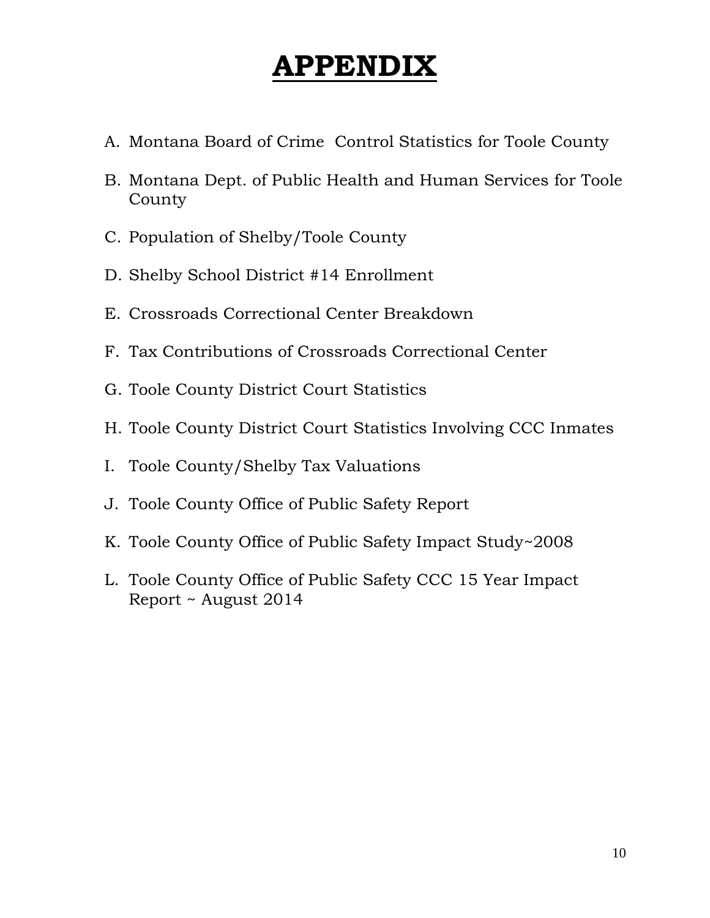# **APPENDIX**

A. Montana Board of Crime  Control Statistics for Toole County

B. Montana Dept. of Public Health and Human Services for Toole County

C. Population of Shelby/Toole County

D. Shelby School District #14 Enrollment

E. Crossroads Correctional Center Breakdown

F. Tax Contributions of Crossroads Correctional Center

G. Toole County District Court Statistics

H. Toole County District Court Statistics Involving CCC Inmates

I. Toole County/Shelby Tax Valuations

J. Toole County Office of Public Safety Report

K. Toole County Office of Public Safety Impact Study~2008

L. Toole County Office of Public Safety CCC 15 Year Impact Report ~ August 2014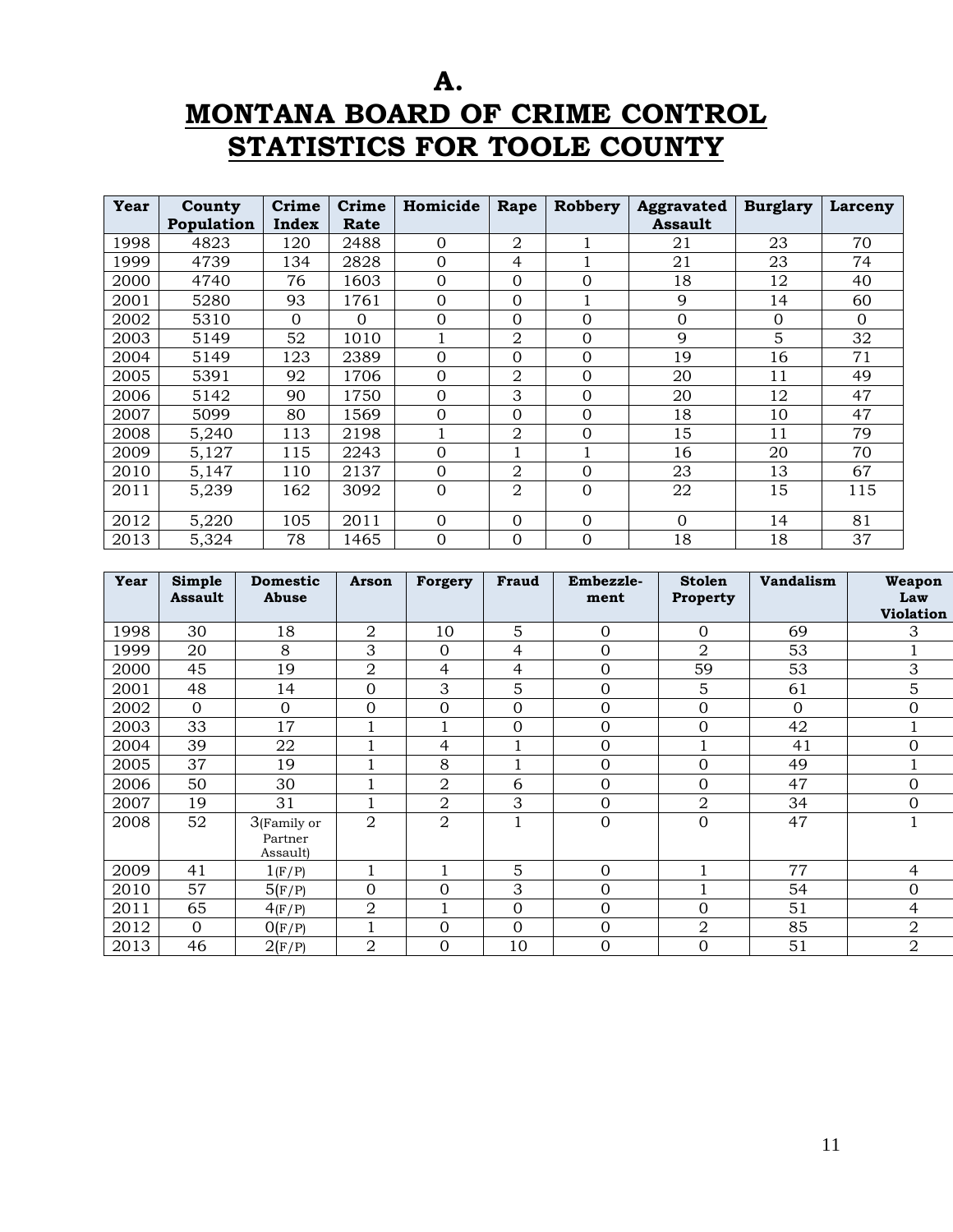# A.

# MONTANA BOARD OF CRIME CONTROL STATISTICS FOR TOOLE COUNTY

| Year | County Population | Crime Index | Crime Rate | Homicide | Rape | Robbery | Aggravated Assault | Burglary | Larceny |
|---|---|---|---|---|---|---|---|---|---|
| 1998 | 4823 | 120 | 2488 | 0 | 2 | 1 | 21 | 23 | 70 |
| 1999 | 4739 | 134 | 2828 | 0 | 4 | 1 | 21 | 23 | 74 |
| 2000 | 4740 | 76 | 1603 | 0 | 0 | 0 | 18 | 12 | 40 |
| 2001 | 5280 | 93 | 1761 | 0 | 0 | 1 | 9 | 14 | 60 |
| 2002 | 5310 | 0 | 0 | 0 | 0 | 0 | 0 | 0 | 0 |
| 2003 | 5149 | 52 | 1010 | 1 | 2 | 0 | 9 | 5 | 32 |
| 2004 | 5149 | 123 | 2389 | 0 | 0 | 0 | 19 | 16 | 71 |
| 2005 | 5391 | 92 | 1706 | 0 | 2 | 0 | 20 | 11 | 49 |
| 2006 | 5142 | 90 | 1750 | 0 | 3 | 0 | 20 | 12 | 47 |
| 2007 | 5099 | 80 | 1569 | 0 | 0 | 0 | 18 | 10 | 47 |
| 2008 | 5,240 | 113 | 2198 | 1 | 2 | 0 | 15 | 11 | 79 |
| 2009 | 5,127 | 115 | 2243 | 0 | 1 | 1 | 16 | 20 | 70 |
| 2010 | 5,147 | 110 | 2137 | 0 | 2 | 0 | 23 | 13 | 67 |
| 2011 | 5,239 | 162 | 3092 | 0 | 2 | 0 | 22 | 15 | 115 |
| 2012 | 5,220 | 105 | 2011 | 0 | 0 | 0 | 0 | 14 | 81 |
| 2013 | 5,324 | 78 | 1465 | 0 | 0 | 0 | 18 | 18 | 37 |

| Year | Simple Assault | Domestic Abuse | Arson | Forgery | Fraud | Embezzle-ment | Stolen Property | Vandalism | Weapon Law Violation |
|---|---|---|---|---|---|---|---|---|---|
| 1998 | 30 | 18 | 2 | 10 | 5 | 0 | 0 | 69 | 3 |
| 1999 | 20 | 8 | 3 | 0 | 4 | 0 | 2 | 53 | 1 |
| 2000 | 45 | 19 | 2 | 4 | 4 | 0 | 59 | 53 | 3 |
| 2001 | 48 | 14 | 0 | 3 | 5 | 0 | 5 | 61 | 5 |
| 2002 | 0 | 0 | 0 | 0 | 0 | 0 | 0 | 0 | 0 |
| 2003 | 33 | 17 | 1 | 1 | 0 | 0 | 0 | 42 | 1 |
| 2004 | 39 | 22 | 1 | 4 | 1 | 0 | 1 | 41 | 0 |
| 2005 | 37 | 19 | 1 | 8 | 1 | 0 | 0 | 49 | 1 |
| 2006 | 50 | 30 | 1 | 2 | 6 | 0 | 0 | 47 | 0 |
| 2007 | 19 | 31 | 1 | 2 | 3 | 0 | 2 | 34 | 0 |
| 2008 | 52 | 3(Family or Partner Assault) | 2 | 2 | 1 | 0 | 0 | 47 | 1 |
| 2009 | 41 | 1(F/P) | 1 | 1 | 5 | 0 | 1 | 77 | 4 |
| 2010 | 57 | 5(F/P) | 0 | 0 | 3 | 0 | 1 | 54 | 0 |
| 2011 | 65 | 4(F/P) | 2 | 1 | 0 | 0 | 0 | 51 | 4 |
| 2012 | 0 | 0(F/P) | 1 | 0 | 0 | 0 | 2 | 85 | 2 |
| 2013 | 46 | 2(F/P) | 2 | 0 | 10 | 0 | 0 | 51 | 2 |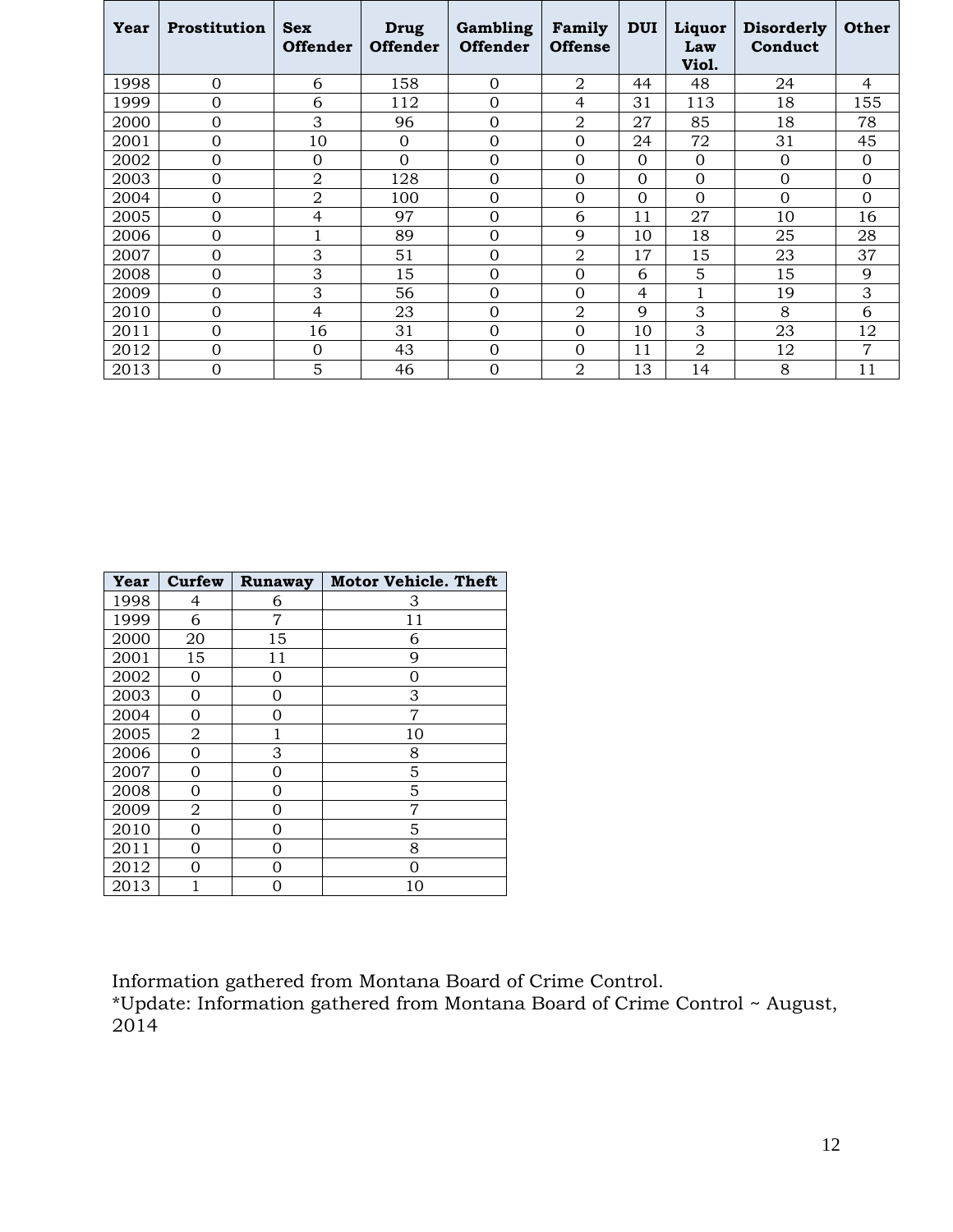| Year | Prostitution | Sex Offender | Drug Offender | Gambling Offender | Family Offense | DUI | Liquor Law Viol. | Disorderly Conduct | Other |
|---|---|---|---|---|---|---|---|---|---|
| 1998 | 0 | 6 | 158 | 0 | 2 | 44 | 48 | 24 | 4 |
| 1999 | 0 | 6 | 112 | 0 | 4 | 31 | 113 | 18 | 155 |
| 2000 | 0 | 3 | 96 | 0 | 2 | 27 | 85 | 18 | 78 |
| 2001 | 0 | 10 | 0 | 0 | 0 | 24 | 72 | 31 | 45 |
| 2002 | 0 | 0 | 0 | 0 | 0 | 0 | 0 | 0 | 0 |
| 2003 | 0 | 2 | 128 | 0 | 0 | 0 | 0 | 0 | 0 |
| 2004 | 0 | 2 | 100 | 0 | 0 | 0 | 0 | 0 | 0 |
| 2005 | 0 | 4 | 97 | 0 | 6 | 11 | 27 | 10 | 16 |
| 2006 | 0 | 1 | 89 | 0 | 9 | 10 | 18 | 25 | 28 |
| 2007 | 0 | 3 | 51 | 0 | 2 | 17 | 15 | 23 | 37 |
| 2008 | 0 | 3 | 15 | 0 | 0 | 6 | 5 | 15 | 9 |
| 2009 | 0 | 3 | 56 | 0 | 0 | 4 | 1 | 19 | 3 |
| 2010 | 0 | 4 | 23 | 0 | 2 | 9 | 3 | 8 | 6 |
| 2011 | 0 | 16 | 31 | 0 | 0 | 10 | 3 | 23 | 12 |
| 2012 | 0 | 0 | 43 | 0 | 0 | 11 | 2 | 12 | 7 |
| 2013 | 0 | 5 | 46 | 0 | 2 | 13 | 14 | 8 | 11 |

| Year | Curfew | Runaway | Motor Vehicle. Theft |
|---|---|---|---|
| 1998 | 4 | 6 | 3 |
| 1999 | 6 | 7 | 11 |
| 2000 | 20 | 15 | 6 |
| 2001 | 15 | 11 | 9 |
| 2002 | 0 | 0 | 0 |
| 2003 | 0 | 0 | 3 |
| 2004 | 0 | 0 | 7 |
| 2005 | 2 | 1 | 10 |
| 2006 | 0 | 3 | 8 |
| 2007 | 0 | 0 | 5 |
| 2008 | 0 | 0 | 5 |
| 2009 | 2 | 0 | 7 |
| 2010 | 0 | 0 | 5 |
| 2011 | 0 | 0 | 8 |
| 2012 | 0 | 0 | 0 |
| 2013 | 1 | 0 | 10 |

Information gathered from Montana Board of Crime Control.
*Update: Information gathered from Montana Board of Crime Control ~ August, 2014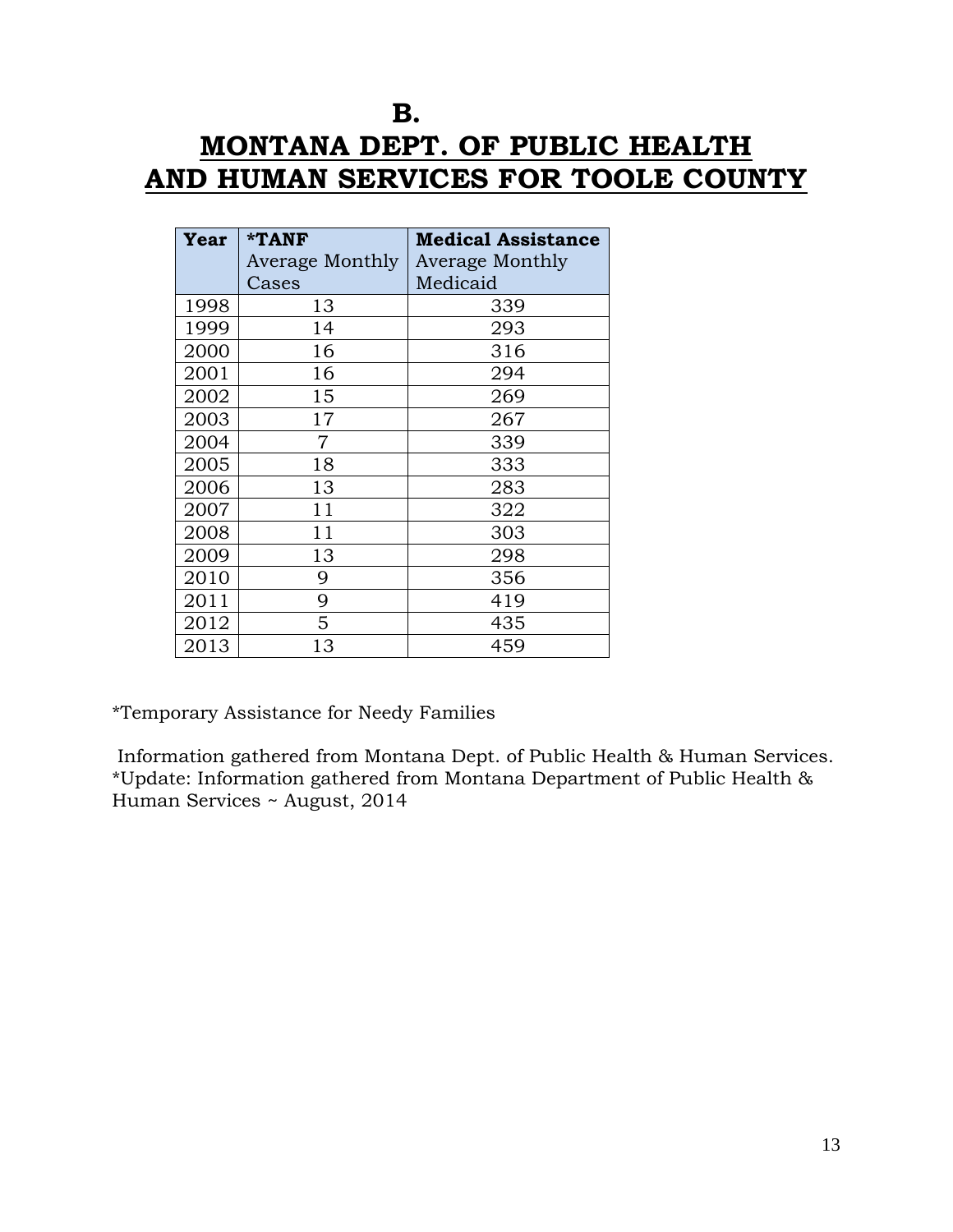# B.

# MONTANA DEPT. OF PUBLIC HEALTH AND HUMAN SERVICES FOR TOOLE COUNTY

| Year | *TANF Average Monthly Cases | Medical Assistance Average Monthly Medicaid |
|---|---|---|
| 1998 | 13 | 339 |
| 1999 | 14 | 293 |
| 2000 | 16 | 316 |
| 2001 | 16 | 294 |
| 2002 | 15 | 269 |
| 2003 | 17 | 267 |
| 2004 | 7 | 339 |
| 2005 | 18 | 333 |
| 2006 | 13 | 283 |
| 2007 | 11 | 322 |
| 2008 | 11 | 303 |
| 2009 | 13 | 298 |
| 2010 | 9 | 356 |
| 2011 | 9 | 419 |
| 2012 | 5 | 435 |
| 2013 | 13 | 459 |

*Temporary Assistance for Needy Families

Information gathered from Montana Dept. of Public Health & Human Services.
*Update: Information gathered from Montana Department of Public Health & Human Services ~ August, 2014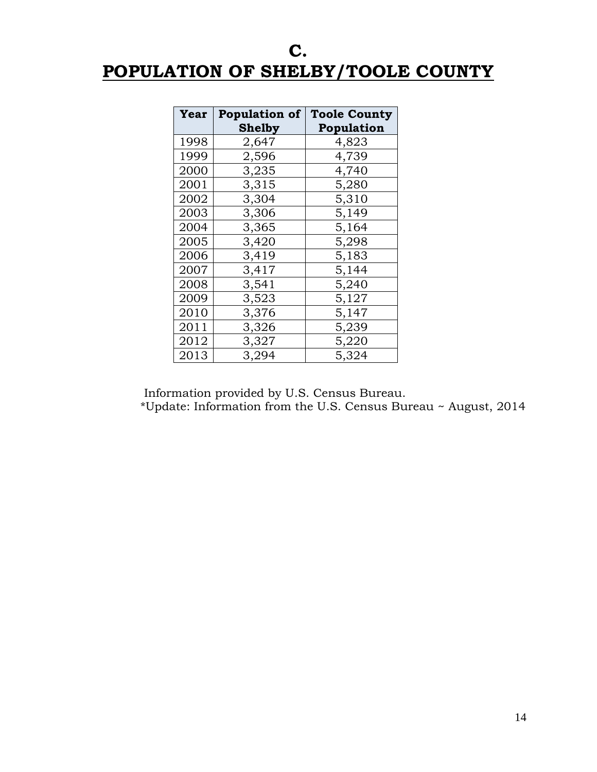# C.

# POPULATION OF SHELBY/TOOLE COUNTY

| Year | Population of Shelby | Toole County Population |
|---|---|---|
| 1998 | 2,647 | 4,823 |
| 1999 | 2,596 | 4,739 |
| 2000 | 3,235 | 4,740 |
| 2001 | 3,315 | 5,280 |
| 2002 | 3,304 | 5,310 |
| 2003 | 3,306 | 5,149 |
| 2004 | 3,365 | 5,164 |
| 2005 | 3,420 | 5,298 |
| 2006 | 3,419 | 5,183 |
| 2007 | 3,417 | 5,144 |
| 2008 | 3,541 | 5,240 |
| 2009 | 3,523 | 5,127 |
| 2010 | 3,376 | 5,147 |
| 2011 | 3,326 | 5,239 |
| 2012 | 3,327 | 5,220 |
| 2013 | 3,294 | 5,324 |

Information provided by U.S. Census Bureau.
*Update: Information from the U.S. Census Bureau ~ August, 2014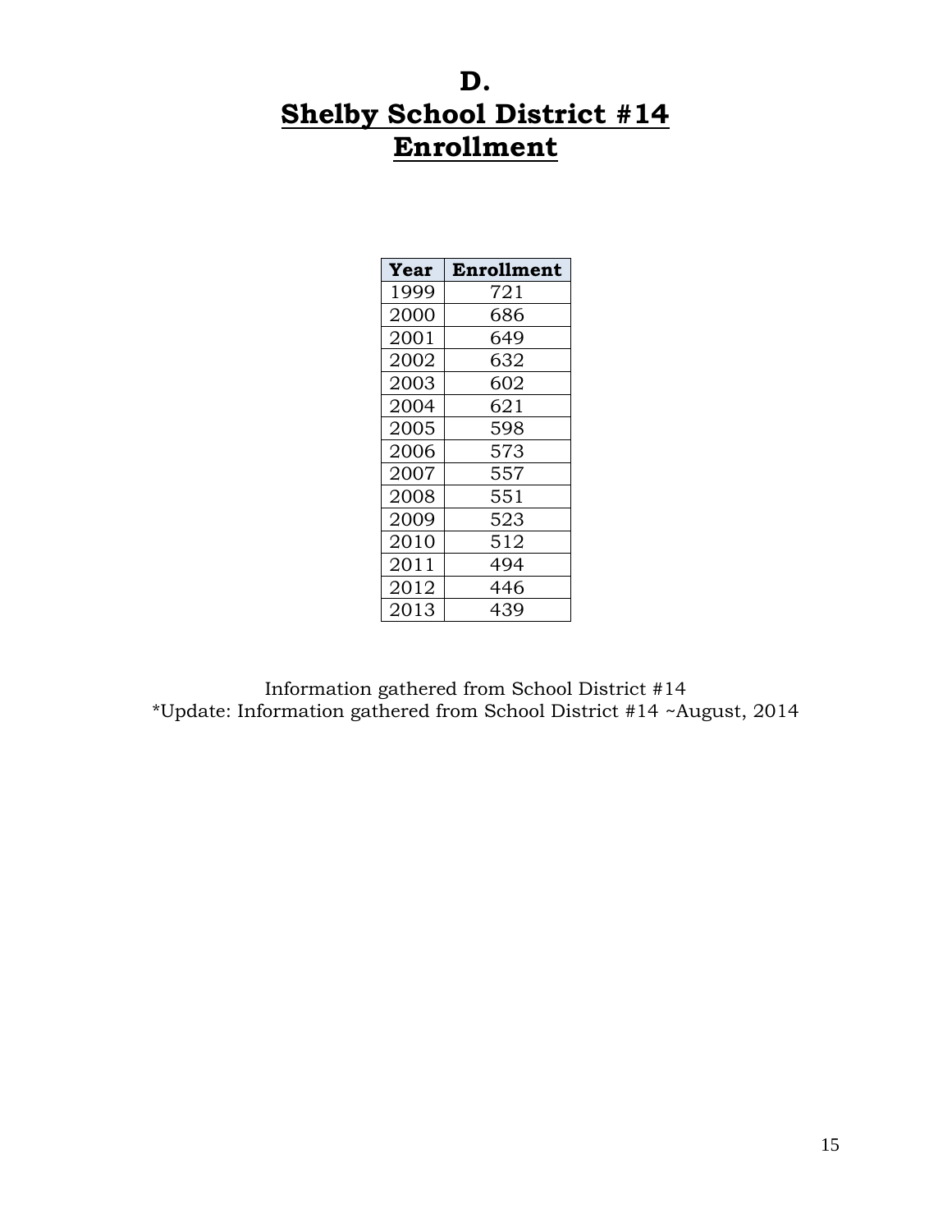# D.
# Shelby School District #14
# Enrollment

| Year | Enrollment |
|---|---|
| 1999 | 721 |
| 2000 | 686 |
| 2001 | 649 |
| 2002 | 632 |
| 2003 | 602 |
| 2004 | 621 |
| 2005 | 598 |
| 2006 | 573 |
| 2007 | 557 |
| 2008 | 551 |
| 2009 | 523 |
| 2010 | 512 |
| 2011 | 494 |
| 2012 | 446 |
| 2013 | 439 |

Information gathered from School District #14
*Update: Information gathered from School District #14 ~August, 2014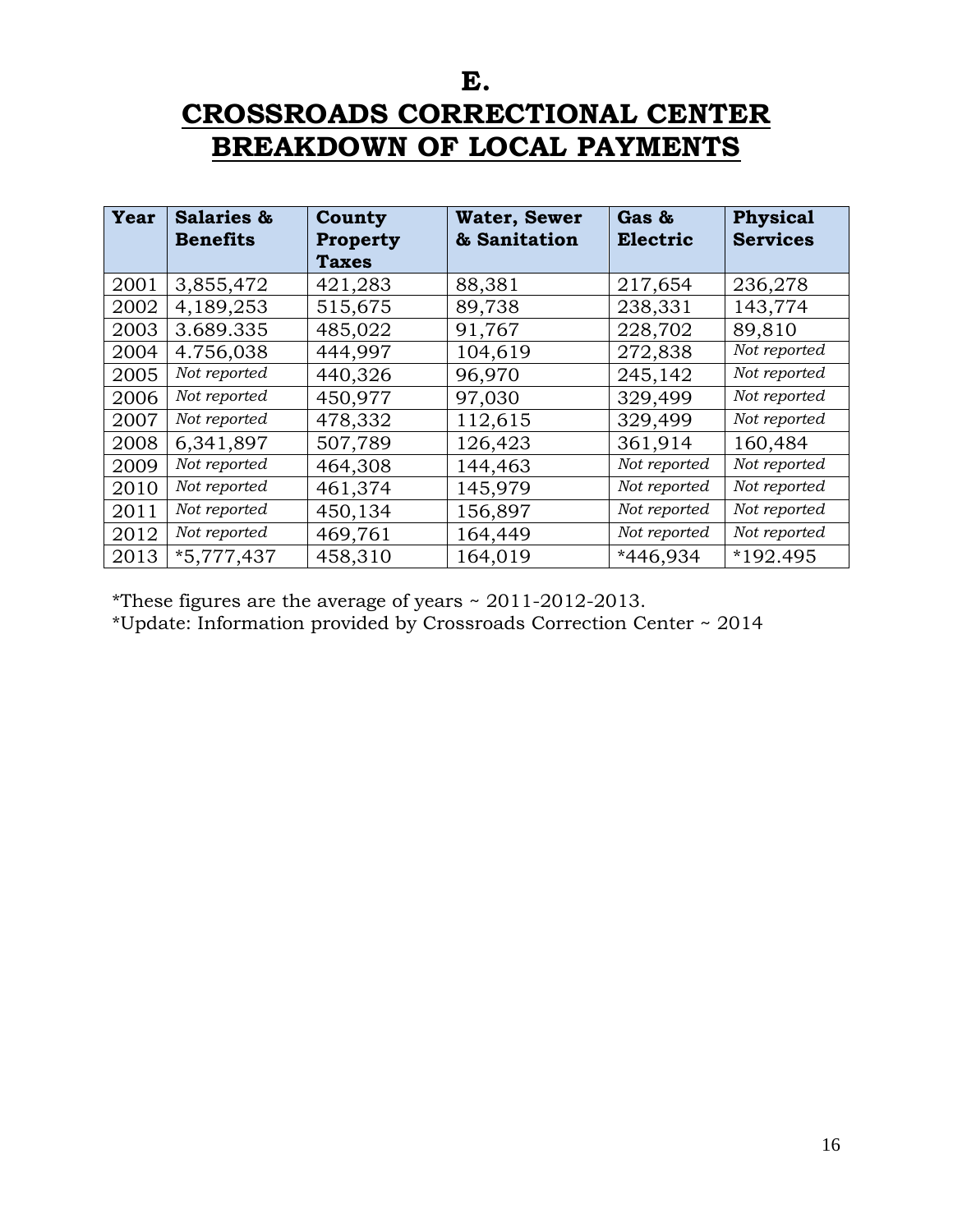# E.

# CROSSROADS CORRECTIONAL CENTER BREAKDOWN OF LOCAL PAYMENTS

| Year | Salaries & Benefits | County Property Taxes | Water, Sewer & Sanitation | Gas & Electric | Physical Services |
|---|---|---|---|---|---|
| 2001 | 3,855,472 | 421,283 | 88,381 | 217,654 | 236,278 |
| 2002 | 4,189,253 | 515,675 | 89,738 | 238,331 | 143,774 |
| 2003 | 3.689.335 | 485,022 | 91,767 | 228,702 | 89,810 |
| 2004 | 4.756,038 | 444,997 | 104,619 | 272,838 | *Not reported* |
| 2005 | *Not reported* | 440,326 | 96,970 | 245,142 | *Not reported* |
| 2006 | *Not reported* | 450,977 | 97,030 | 329,499 | *Not reported* |
| 2007 | *Not reported* | 478,332 | 112,615 | 329,499 | *Not reported* |
| 2008 | 6,341,897 | 507,789 | 126,423 | 361,914 | 160,484 |
| 2009 | *Not reported* | 464,308 | 144,463 | *Not reported* | *Not reported* |
| 2010 | *Not reported* | 461,374 | 145,979 | *Not reported* | *Not reported* |
| 2011 | *Not reported* | 450,134 | 156,897 | *Not reported* | *Not reported* |
| 2012 | *Not reported* | 469,761 | 164,449 | *Not reported* | *Not reported* |
| 2013 | *5,777,437 | 458,310 | 164,019 | *446,934 | *192.495 |

*These figures are the average of years ~ 2011-2012-2013.

*Update: Information provided by Crossroads Correction Center ~ 2014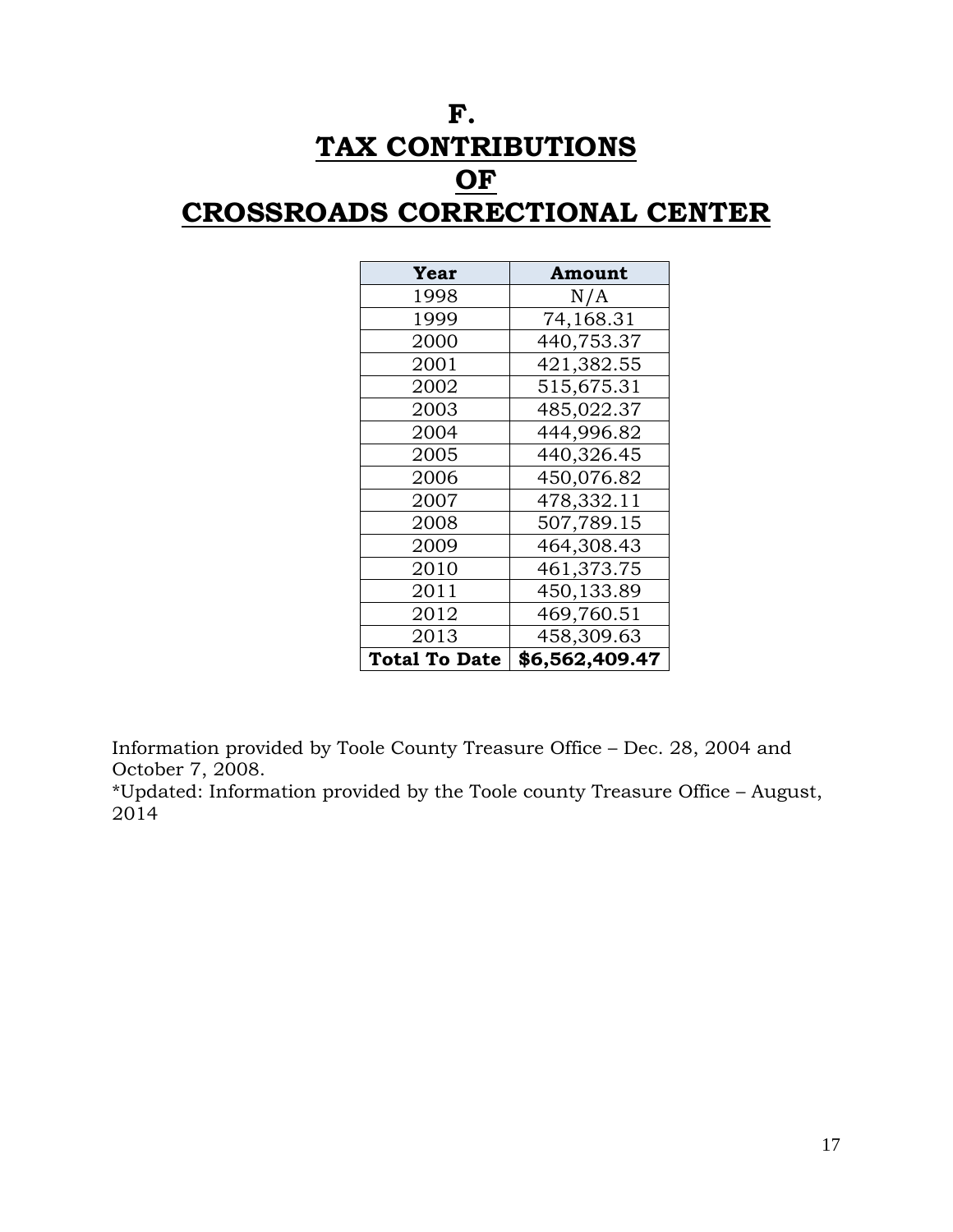# F.
# TAX CONTRIBUTIONS
# OF
# CROSSROADS CORRECTIONAL CENTER

| Year | Amount |
|---|---|
| 1998 | N/A |
| 1999 | 74,168.31 |
| 2000 | 440,753.37 |
| 2001 | 421,382.55 |
| 2002 | 515,675.31 |
| 2003 | 485,022.37 |
| 2004 | 444,996.82 |
| 2005 | 440,326.45 |
| 2006 | 450,076.82 |
| 2007 | 478,332.11 |
| 2008 | 507,789.15 |
| 2009 | 464,308.43 |
| 2010 | 461,373.75 |
| 2011 | 450,133.89 |
| 2012 | 469,760.51 |
| 2013 | 458,309.63 |
| **Total To Date** | **$6,562,409.47** |

Information provided by Toole County Treasure Office – Dec. 28, 2004 and October 7, 2008.
*Updated: Information provided by the Toole county Treasure Office – August, 2014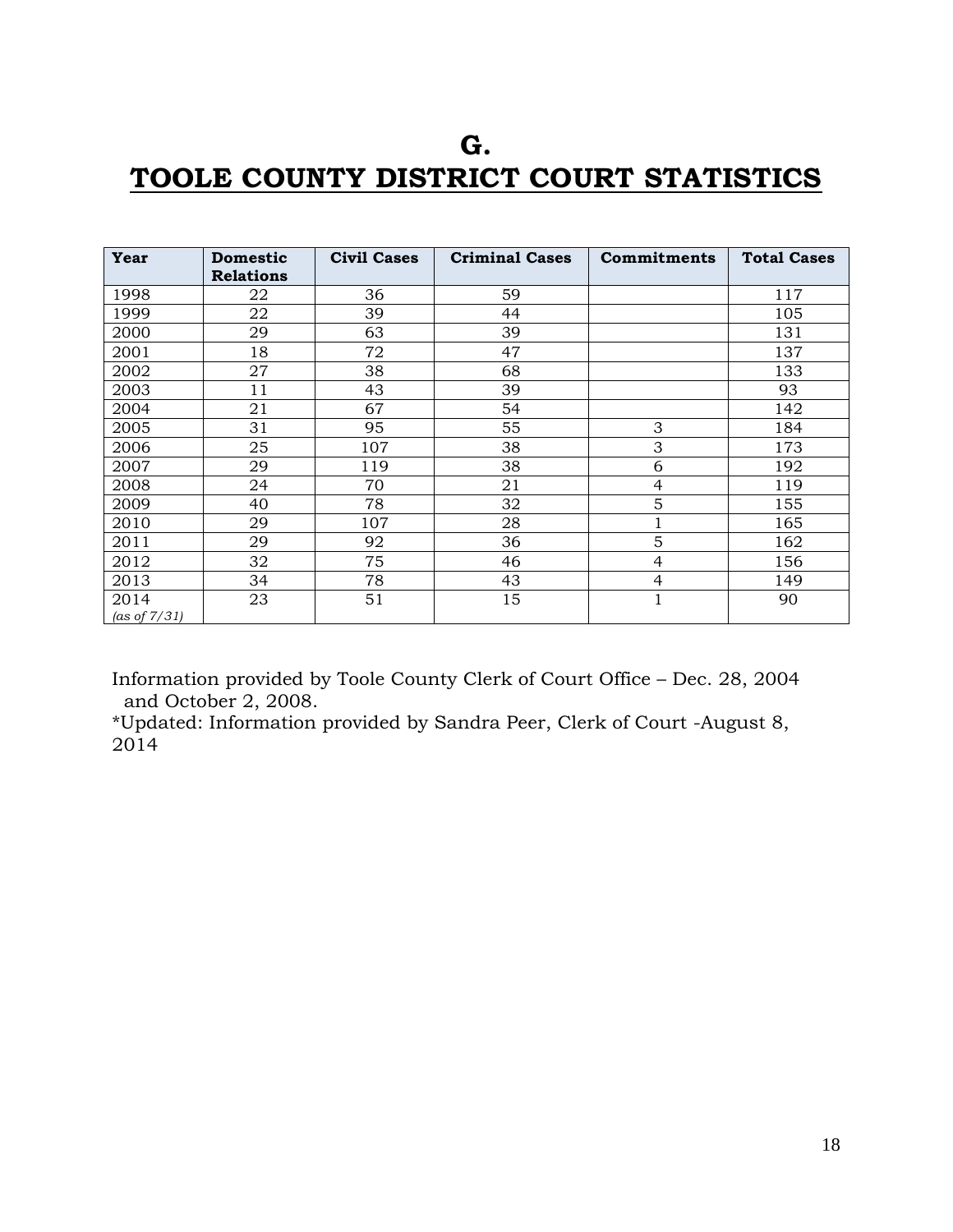# G.
# TOOLE COUNTY DISTRICT COURT STATISTICS

| Year | Domestic Relations | Civil Cases | Criminal Cases | Commitments | Total Cases |
|---|---|---|---|---|---|
| 1998 | 22 | 36 | 59 | | 117 |
| 1999 | 22 | 39 | 44 | | 105 |
| 2000 | 29 | 63 | 39 | | 131 |
| 2001 | 18 | 72 | 47 | | 137 |
| 2002 | 27 | 38 | 68 | | 133 |
| 2003 | 11 | 43 | 39 | | 93 |
| 2004 | 21 | 67 | 54 | | 142 |
| 2005 | 31 | 95 | 55 | 3 | 184 |
| 2006 | 25 | 107 | 38 | 3 | 173 |
| 2007 | 29 | 119 | 38 | 6 | 192 |
| 2008 | 24 | 70 | 21 | 4 | 119 |
| 2009 | 40 | 78 | 32 | 5 | 155 |
| 2010 | 29 | 107 | 28 | 1 | 165 |
| 2011 | 29 | 92 | 36 | 5 | 162 |
| 2012 | 32 | 75 | 46 | 4 | 156 |
| 2013 | 34 | 78 | 43 | 4 | 149 |
| 2014 *(as of 7/31)* | 23 | 51 | 15 | 1 | 90 |

Information provided by Toole County Clerk of Court Office – Dec. 28, 2004 and October 2, 2008.
*Updated: Information provided by Sandra Peer, Clerk of Court -August 8, 2014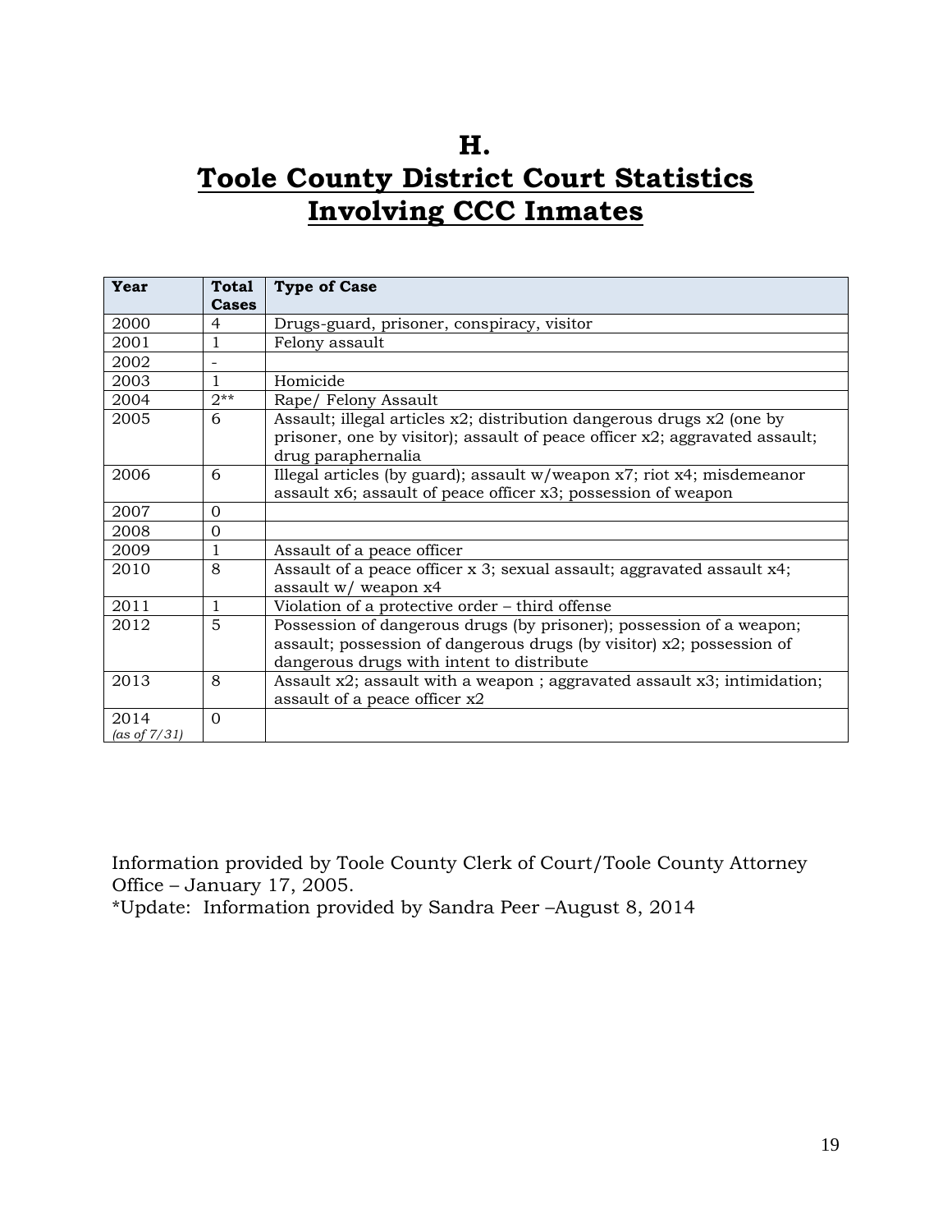# H.
# Toole County District Court Statistics Involving CCC Inmates

| Year | Total Cases | Type of Case |
|---|---|---|
| 2000 | 4 | Drugs-guard, prisoner, conspiracy, visitor |
| 2001 | 1 | Felony assault |
| 2002 | - | |
| 2003 | 1 | Homicide |
| 2004 | 2** | Rape/ Felony Assault |
| 2005 | 6 | Assault; illegal articles x2; distribution dangerous drugs x2 (one by prisoner, one by visitor); assault of peace officer x2; aggravated assault; drug paraphernalia |
| 2006 | 6 | Illegal articles (by guard); assault w/weapon x7; riot x4; misdemeanor assault x6; assault of peace officer x3; possession of weapon |
| 2007 | 0 | |
| 2008 | 0 | |
| 2009 | 1 | Assault of a peace officer |
| 2010 | 8 | Assault of a peace officer x 3; sexual assault; aggravated assault x4; assault w/ weapon x4 |
| 2011 | 1 | Violation of a protective order – third offense |
| 2012 | 5 | Possession of dangerous drugs (by prisoner); possession of a weapon; assault; possession of dangerous drugs (by visitor) x2; possession of dangerous drugs with intent to distribute |
| 2013 | 8 | Assault x2; assault with a weapon ; aggravated assault x3; intimidation; assault of a peace officer x2 |
| 2014 *(as of 7/31)* | 0 | |

Information provided by Toole County Clerk of Court/Toole County Attorney Office – January 17, 2005.

*Update: Information provided by Sandra Peer –August 8, 2014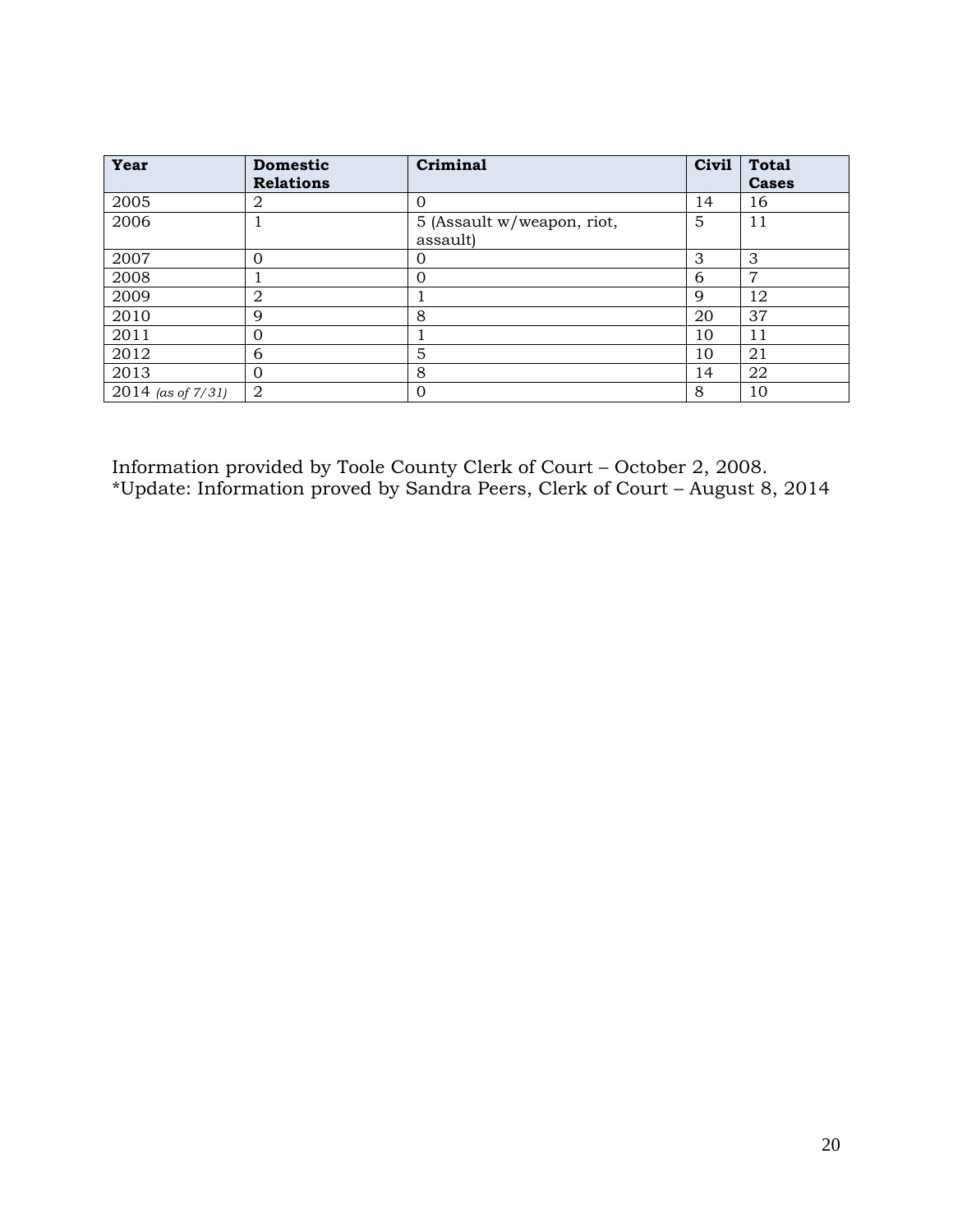| Year | Domestic Relations | Criminal | Civil | Total Cases |
|---|---|---|---|---|
| 2005 | 2 | 0 | 14 | 16 |
| 2006 | 1 | 5 (Assault w/weapon, riot, assault) | 5 | 11 |
| 2007 | 0 | 0 | 3 | 3 |
| 2008 | 1 | 0 | 6 | 7 |
| 2009 | 2 | 1 | 9 | 12 |
| 2010 | 9 | 8 | 20 | 37 |
| 2011 | 0 | 1 | 10 | 11 |
| 2012 | 6 | 5 | 10 | 21 |
| 2013 | 0 | 8 | 14 | 22 |
| 2014 *(as of 7/31)* | 2 | 0 | 8 | 10 |

Information provided by Toole County Clerk of Court – October 2, 2008.
*Update: Information proved by Sandra Peers, Clerk of Court – August 8, 2014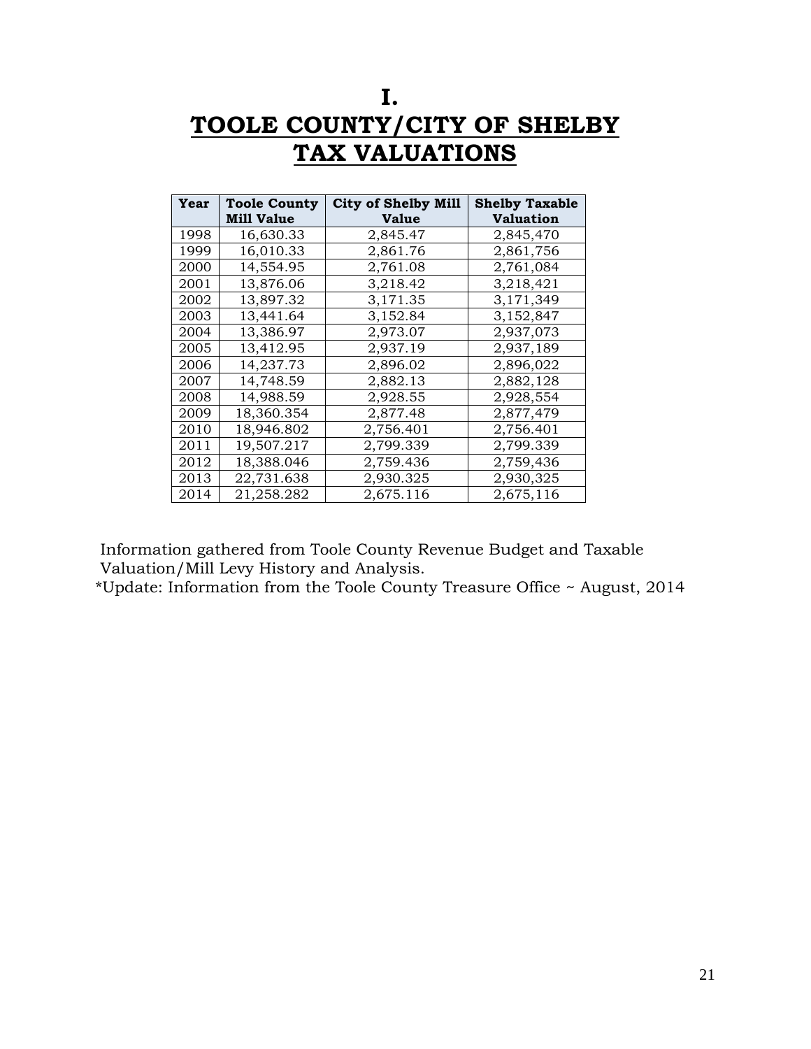# I.

# TOOLE COUNTY/CITY OF SHELBY TAX VALUATIONS

| Year | Toole County Mill Value | City of Shelby Mill Value | Shelby Taxable Valuation |
|---|---|---|---|
| 1998 | 16,630.33 | 2,845.47 | 2,845,470 |
| 1999 | 16,010.33 | 2,861.76 | 2,861,756 |
| 2000 | 14,554.95 | 2,761.08 | 2,761,084 |
| 2001 | 13,876.06 | 3,218.42 | 3,218,421 |
| 2002 | 13,897.32 | 3,171.35 | 3,171,349 |
| 2003 | 13,441.64 | 3,152.84 | 3,152,847 |
| 2004 | 13,386.97 | 2,973.07 | 2,937,073 |
| 2005 | 13,412.95 | 2,937.19 | 2,937,189 |
| 2006 | 14,237.73 | 2,896.02 | 2,896,022 |
| 2007 | 14,748.59 | 2,882.13 | 2,882,128 |
| 2008 | 14,988.59 | 2,928.55 | 2,928,554 |
| 2009 | 18,360.354 | 2,877.48 | 2,877,479 |
| 2010 | 18,946.802 | 2,756.401 | 2,756.401 |
| 2011 | 19,507.217 | 2,799.339 | 2,799.339 |
| 2012 | 18,388.046 | 2,759.436 | 2,759,436 |
| 2013 | 22,731.638 | 2,930.325 | 2,930,325 |
| 2014 | 21,258.282 | 2,675.116 | 2,675,116 |

Information gathered from Toole County Revenue Budget and Taxable Valuation/Mill Levy History and Analysis.

*Update: Information from the Toole County Treasure Office ~ August, 2014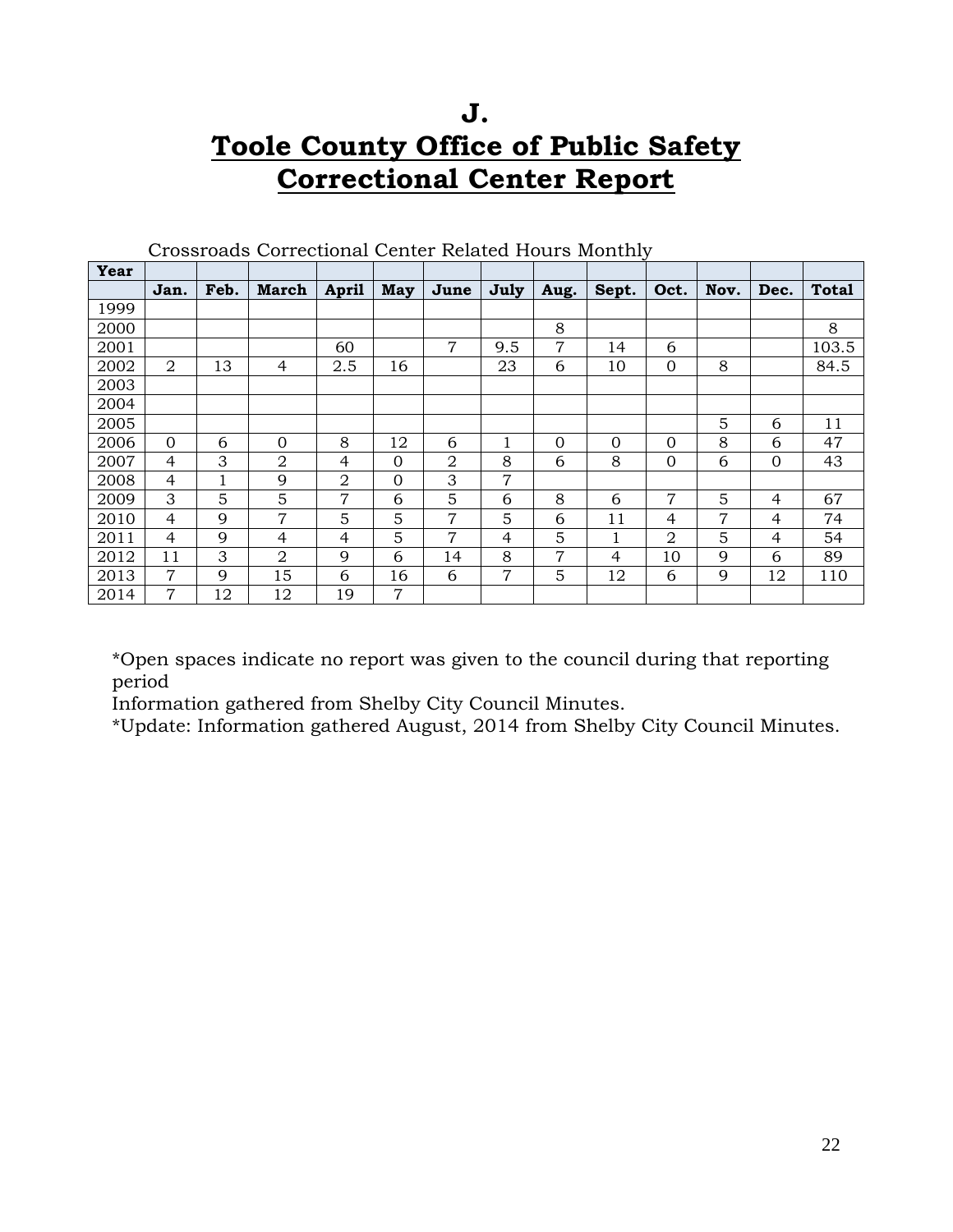# J.

# Toole County Office of Public Safety Correctional Center Report

Crossroads Correctional Center Related Hours Monthly

| Year | Jan. | Feb. | March | April | May | June | July | Aug. | Sept. | Oct. | Nov. | Dec. | Total |
|---|---|---|---|---|---|---|---|---|---|---|---|---|---|
| 1999 | | | | | | | | | | | | | |
| 2000 | | | | | | | | 8 | | | | | 8 |
| 2001 | | | | 60 | | 7 | 9.5 | 7 | 14 | 6 | | | 103.5 |
| 2002 | 2 | 13 | 4 | 2.5 | 16 | | 23 | 6 | 10 | 0 | 8 | | 84.5 |
| 2003 | | | | | | | | | | | | | |
| 2004 | | | | | | | | | | | | | |
| 2005 | | | | | | | | | | | 5 | 6 | 11 |
| 2006 | 0 | 6 | 0 | 8 | 12 | 6 | 1 | 0 | 0 | 0 | 8 | 6 | 47 |
| 2007 | 4 | 3 | 2 | 4 | 0 | 2 | 8 | 6 | 8 | 0 | 6 | 0 | 43 |
| 2008 | 4 | 1 | 9 | 2 | 0 | 3 | 7 | | | | | | |
| 2009 | 3 | 5 | 5 | 7 | 6 | 5 | 6 | 8 | 6 | 7 | 5 | 4 | 67 |
| 2010 | 4 | 9 | 7 | 5 | 5 | 7 | 5 | 6 | 11 | 4 | 7 | 4 | 74 |
| 2011 | 4 | 9 | 4 | 4 | 5 | 7 | 4 | 5 | 1 | 2 | 5 | 4 | 54 |
| 2012 | 11 | 3 | 2 | 9 | 6 | 14 | 8 | 7 | 4 | 10 | 9 | 6 | 89 |
| 2013 | 7 | 9 | 15 | 6 | 16 | 6 | 7 | 5 | 12 | 6 | 9 | 12 | 110 |
| 2014 | 7 | 12 | 12 | 19 | 7 | | | | | | | | |

*Open spaces indicate no report was given to the council during that reporting period

Information gathered from Shelby City Council Minutes.

*Update: Information gathered August, 2014 from Shelby City Council Minutes.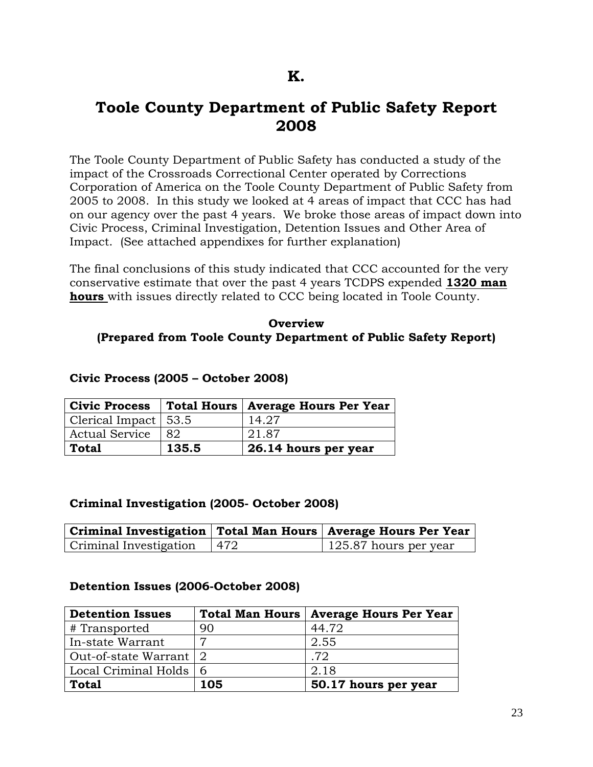# K.

# Toole County Department of Public Safety Report 2008

The Toole County Department of Public Safety has conducted a study of the impact of the Crossroads Correctional Center operated by Corrections Corporation of America on the Toole County Department of Public Safety from 2005 to 2008. In this study we looked at 4 areas of impact that CCC has had on our agency over the past 4 years. We broke those areas of impact down into Civic Process, Criminal Investigation, Detention Issues and Other Area of Impact. (See attached appendixes for further explanation)

The final conclusions of this study indicated that CCC accounted for the very conservative estimate that over the past 4 years TCDPS expended **1320 man hours** with issues directly related to CCC being located in Toole County.

**Overview**
**(Prepared from Toole County Department of Public Safety Report)**

**Civic Process (2005 – October 2008)**

| Civic Process | Total Hours | Average Hours Per Year |
|---|---|---|
| Clerical Impact | 53.5 | 14.27 |
| Actual Service | 82 | 21.87 |
| **Total** | **135.5** | **26.14 hours per year** |

**Criminal Investigation (2005- October 2008)**

| Criminal Investigation | Total Man Hours | Average Hours Per Year |
|---|---|---|
| Criminal Investigation | 472 | 125.87 hours per year |

**Detention Issues (2006-October 2008)**

| Detention Issues | Total Man Hours | Average Hours Per Year |
|---|---|---|
| # Transported | 90 | 44.72 |
| In-state Warrant | 7 | 2.55 |
| Out-of-state Warrant | 2 | .72 |
| Local Criminal Holds | 6 | 2.18 |
| **Total** | **105** | **50.17 hours per year** |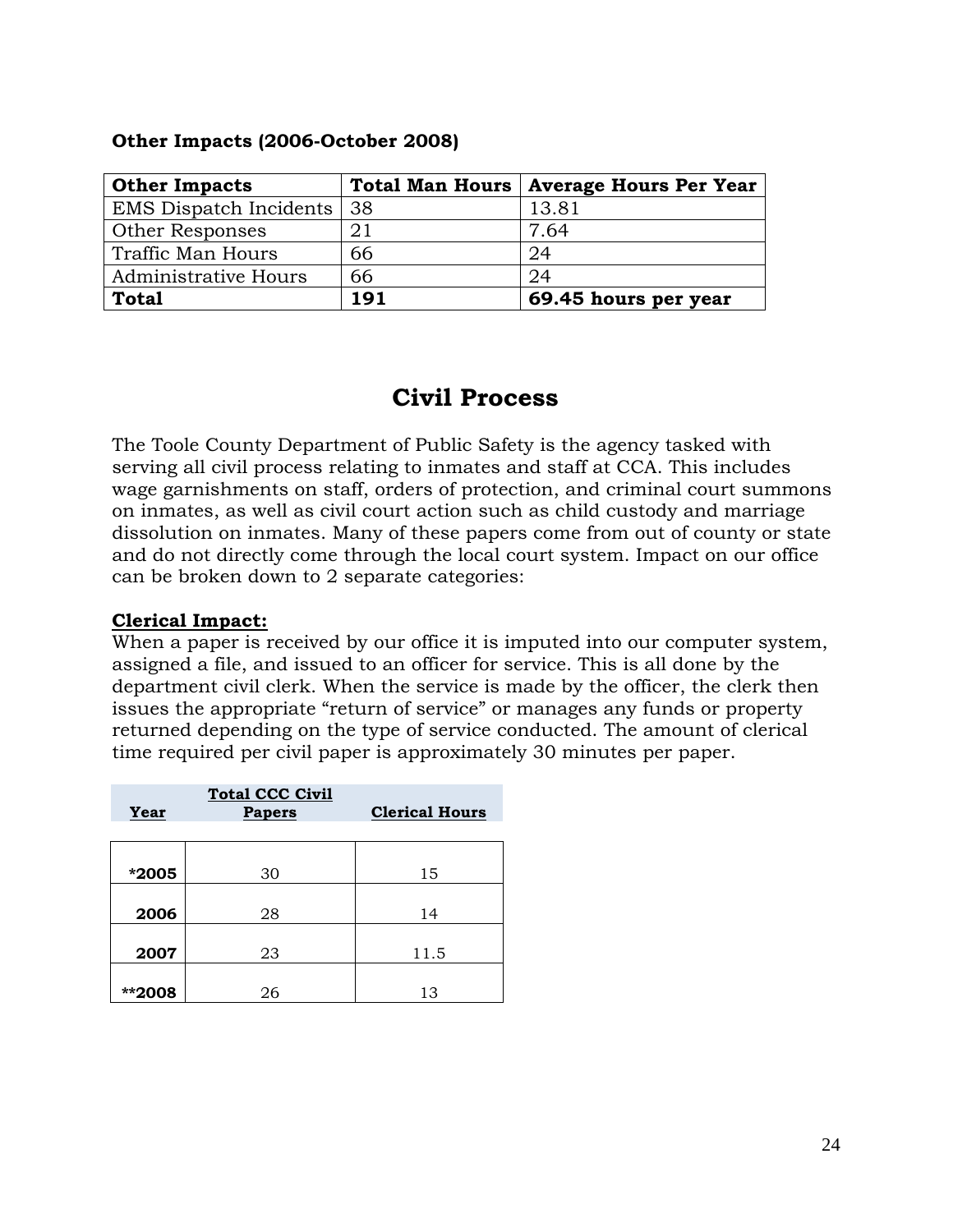**Other Impacts (2006-October 2008)**

| Other Impacts | Total Man Hours | Average Hours Per Year |
|---|---|---|
| EMS Dispatch Incidents | 38 | 13.81 |
| Other Responses | 21 | 7.64 |
| Traffic Man Hours | 66 | 24 |
| Administrative Hours | 66 | 24 |
| **Total** | **191** | **69.45 hours per year** |

## Civil Process

The Toole County Department of Public Safety is the agency tasked with serving all civil process relating to inmates and staff at CCA. This includes wage garnishments on staff, orders of protection, and criminal court summons on inmates, as well as civil court action such as child custody and marriage dissolution on inmates. Many of these papers come from out of county or state and do not directly come through the local court system. Impact on our office can be broken down to 2 separate categories:

**Clerical Impact:**

When a paper is received by our office it is imputed into our computer system, assigned a file, and issued to an officer for service. This is all done by the department civil clerk. When the service is made by the officer, the clerk then issues the appropriate "return of service" or manages any funds or property returned depending on the type of service conducted. The amount of clerical time required per civil paper is approximately 30 minutes per paper.

| Year | Total CCC Civil Papers | Clerical Hours |
|---|---|---|
| *2005 | 30 | 15 |
| 2006 | 28 | 14 |
| 2007 | 23 | 11.5 |
| **2008 | 26 | 13 |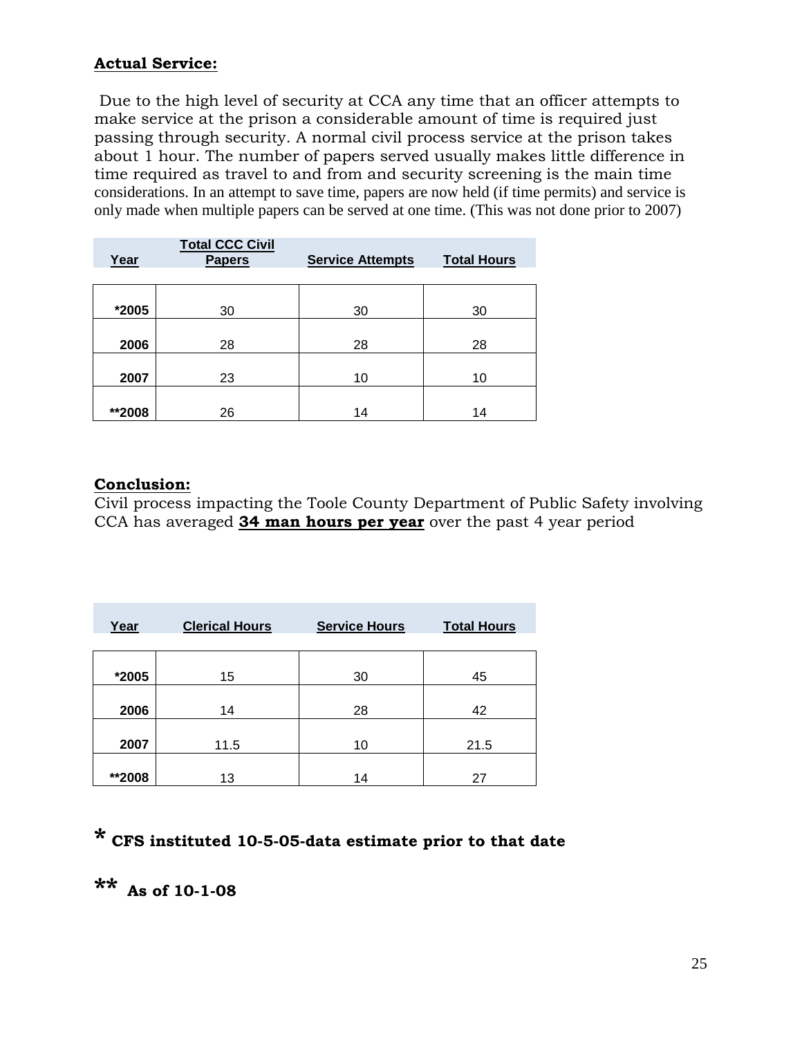**Actual Service:**

Due to the high level of security at CCA any time that an officer attempts to make service at the prison a considerable amount of time is required just passing through security. A normal civil process service at the prison takes about 1 hour. The number of papers served usually makes little difference in time required as travel to and from and security screening is the main time considerations. In an attempt to save time, papers are now held (if time permits) and service is only made when multiple papers can be served at one time. (This was not done prior to 2007)

| Year | Total CCC Civil Papers | Service Attempts | Total Hours |
|---|---|---|---|
| *2005 | 30 | 30 | 30 |
| 2006 | 28 | 28 | 28 |
| 2007 | 23 | 10 | 10 |
| **2008 | 26 | 14 | 14 |

**Conclusion:**

Civil process impacting the Toole County Department of Public Safety involving CCA has averaged **34 man hours per year** over the past 4 year period

| Year | Clerical Hours | Service Hours | Total Hours |
|---|---|---|---|
| *2005 | 15 | 30 | 45 |
| 2006 | 14 | 28 | 42 |
| 2007 | 11.5 | 10 | 21.5 |
| **2008 | 13 | 14 | 27 |

**\* CFS instituted 10-5-05-data estimate prior to that date**

**\*\* As of 10-1-08**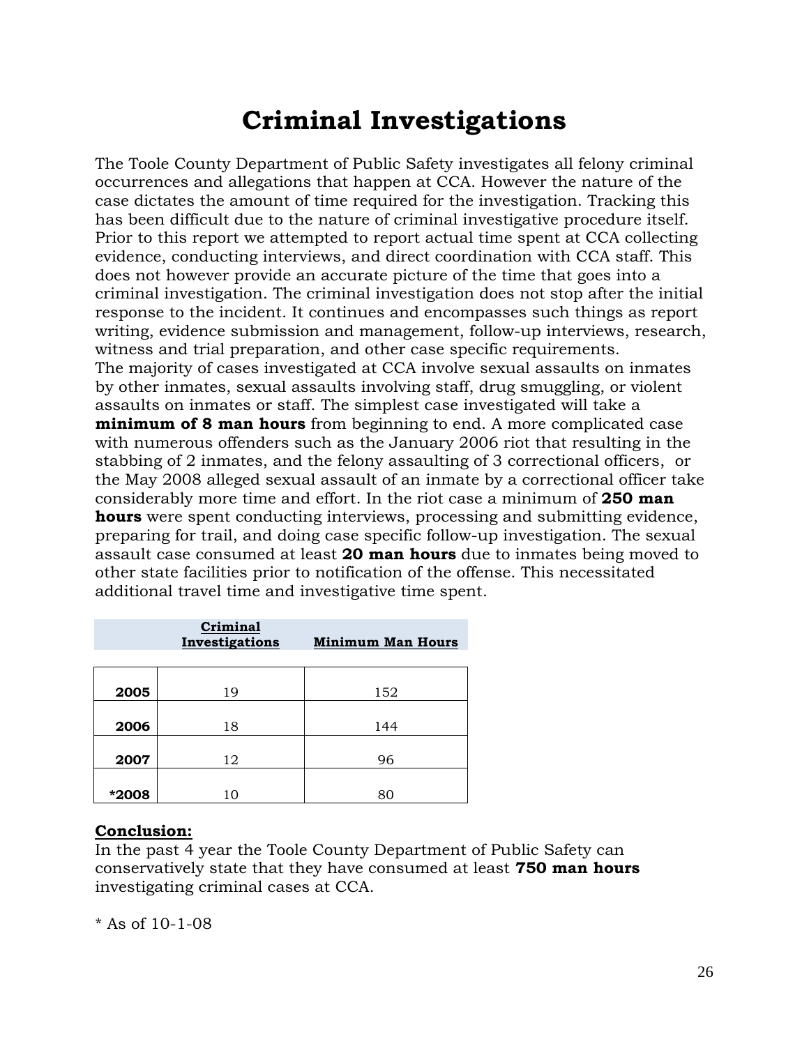# Criminal Investigations

The Toole County Department of Public Safety investigates all felony criminal occurrences and allegations that happen at CCA. However the nature of the case dictates the amount of time required for the investigation. Tracking this has been difficult due to the nature of criminal investigative procedure itself. Prior to this report we attempted to report actual time spent at CCA collecting evidence, conducting interviews, and direct coordination with CCA staff. This does not however provide an accurate picture of the time that goes into a criminal investigation. The criminal investigation does not stop after the initial response to the incident. It continues and encompasses such things as report writing, evidence submission and management, follow-up interviews, research, witness and trial preparation, and other case specific requirements.
The majority of cases investigated at CCA involve sexual assaults on inmates by other inmates, sexual assaults involving staff, drug smuggling, or violent assaults on inmates or staff. The simplest case investigated will take a **minimum of 8 man hours** from beginning to end. A more complicated case with numerous offenders such as the January 2006 riot that resulting in the stabbing of 2 inmates, and the felony assaulting of 3 correctional officers, or the May 2008 alleged sexual assault of an inmate by a correctional officer take considerably more time and effort. In the riot case a minimum of **250 man hours** were spent conducting interviews, processing and submitting evidence, preparing for trail, and doing case specific follow-up investigation. The sexual assault case consumed at least **20 man hours** due to inmates being moved to other state facilities prior to notification of the offense. This necessitated additional travel time and investigative time spent.

| | Criminal Investigations | Minimum Man Hours |
|---|---|---|
| **2005** | 19 | 152 |
| **2006** | 18 | 144 |
| **2007** | 12 | 96 |
| **\*2008** | 10 | 80 |

**Conclusion:**
In the past 4 year the Toole County Department of Public Safety can conservatively state that they have consumed at least **750 man hours** investigating criminal cases at CCA.

* As of 10-1-08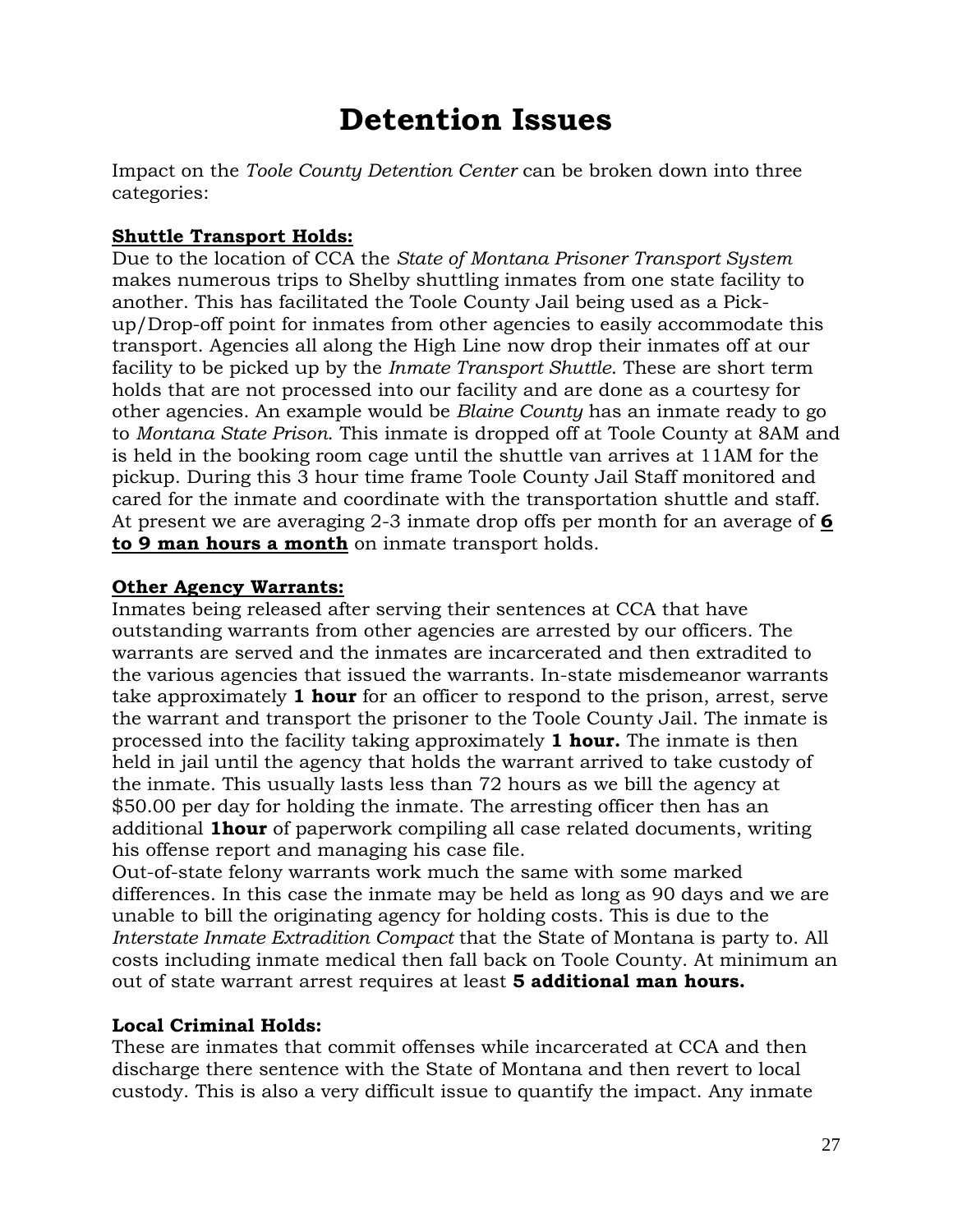# Detention Issues

Impact on the *Toole County Detention Center* can be broken down into three categories:

**Shuttle Transport Holds:**

Due to the location of CCA the *State of Montana Prisoner Transport System* makes numerous trips to Shelby shuttling inmates from one state facility to another. This has facilitated the Toole County Jail being used as a Pick-up/Drop-off point for inmates from other agencies to easily accommodate this transport. Agencies all along the High Line now drop their inmates off at our facility to be picked up by the *Inmate Transport Shuttle*. These are short term holds that are not processed into our facility and are done as a courtesy for other agencies. An example would be *Blaine County* has an inmate ready to go to *Montana State Prison*. This inmate is dropped off at Toole County at 8AM and is held in the booking room cage until the shuttle van arrives at 11AM for the pickup. During this 3 hour time frame Toole County Jail Staff monitored and cared for the inmate and coordinate with the transportation shuttle and staff. At present we are averaging 2-3 inmate drop offs per month for an average of **6 to 9 man hours a month** on inmate transport holds.

**Other Agency Warrants:**

Inmates being released after serving their sentences at CCA that have outstanding warrants from other agencies are arrested by our officers. The warrants are served and the inmates are incarcerated and then extradited to the various agencies that issued the warrants. In-state misdemeanor warrants take approximately **1 hour** for an officer to respond to the prison, arrest, serve the warrant and transport the prisoner to the Toole County Jail. The inmate is processed into the facility taking approximately **1 hour.** The inmate is then held in jail until the agency that holds the warrant arrived to take custody of the inmate. This usually lasts less than 72 hours as we bill the agency at $50.00 per day for holding the inmate. The arresting officer then has an additional **1hour** of paperwork compiling all case related documents, writing his offense report and managing his case file.

Out-of-state felony warrants work much the same with some marked differences. In this case the inmate may be held as long as 90 days and we are unable to bill the originating agency for holding costs. This is due to the *Interstate Inmate Extradition Compact* that the State of Montana is party to. All costs including inmate medical then fall back on Toole County. At minimum an out of state warrant arrest requires at least **5 additional man hours.**

**Local Criminal Holds:**

These are inmates that commit offenses while incarcerated at CCA and then discharge there sentence with the State of Montana and then revert to local custody. This is also a very difficult issue to quantify the impact. Any inmate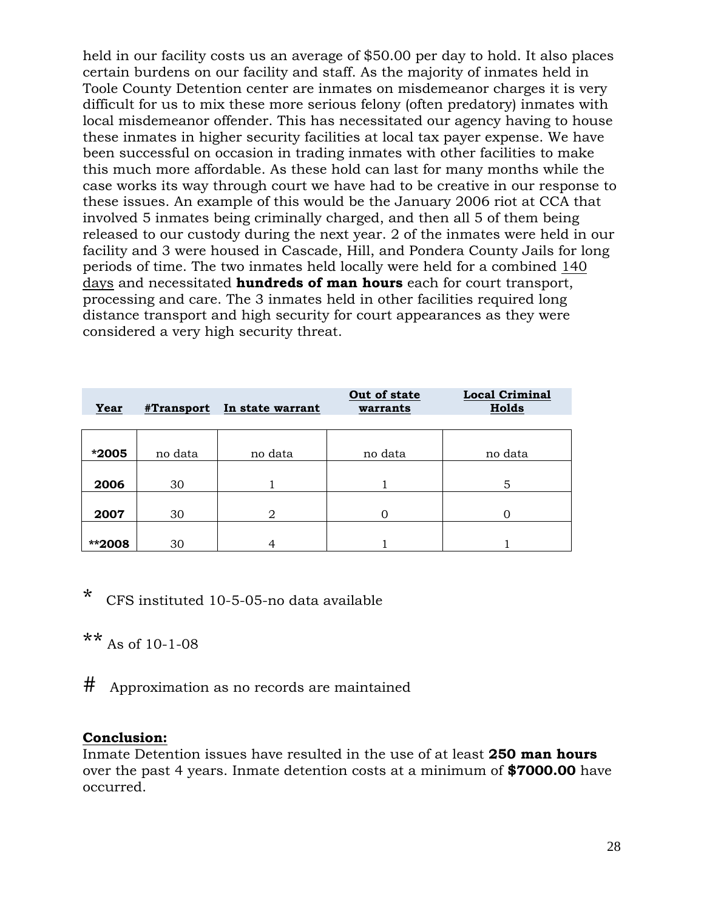held in our facility costs us an average of $50.00 per day to hold. It also places certain burdens on our facility and staff. As the majority of inmates held in Toole County Detention center are inmates on misdemeanor charges it is very difficult for us to mix these more serious felony (often predatory) inmates with local misdemeanor offender. This has necessitated our agency having to house these inmates in higher security facilities at local tax payer expense. We have been successful on occasion in trading inmates with other facilities to make this much more affordable. As these hold can last for many months while the case works its way through court we have had to be creative in our response to these issues. An example of this would be the January 2006 riot at CCA that involved 5 inmates being criminally charged, and then all 5 of them being released to our custody during the next year. 2 of the inmates were held in our facility and 3 were housed in Cascade, Hill, and Pondera County Jails for long periods of time. The two inmates held locally were held for a combined 140 days and necessitated **hundreds of man hours** each for court transport, processing and care. The 3 inmates held in other facilities required long distance transport and high security for court appearances as they were considered a very high security threat.

| Year | #Transport | In state warrant | Out of state warrants | Local Criminal Holds |
|---|---|---|---|---|
| ***2005** | no data | no data | no data | no data |
| **2006** | 30 | 1 | 1 | 5 |
| **2007** | 30 | 2 | 0 | 0 |
| ****2008** | 30 | 4 | 1 | 1 |

* CFS instituted 10-5-05-no data available

** As of 10-1-08

# Approximation as no records are maintained

**Conclusion:**
Inmate Detention issues have resulted in the use of at least **250 man hours** over the past 4 years. Inmate detention costs at a minimum of **$7000.00** have occurred.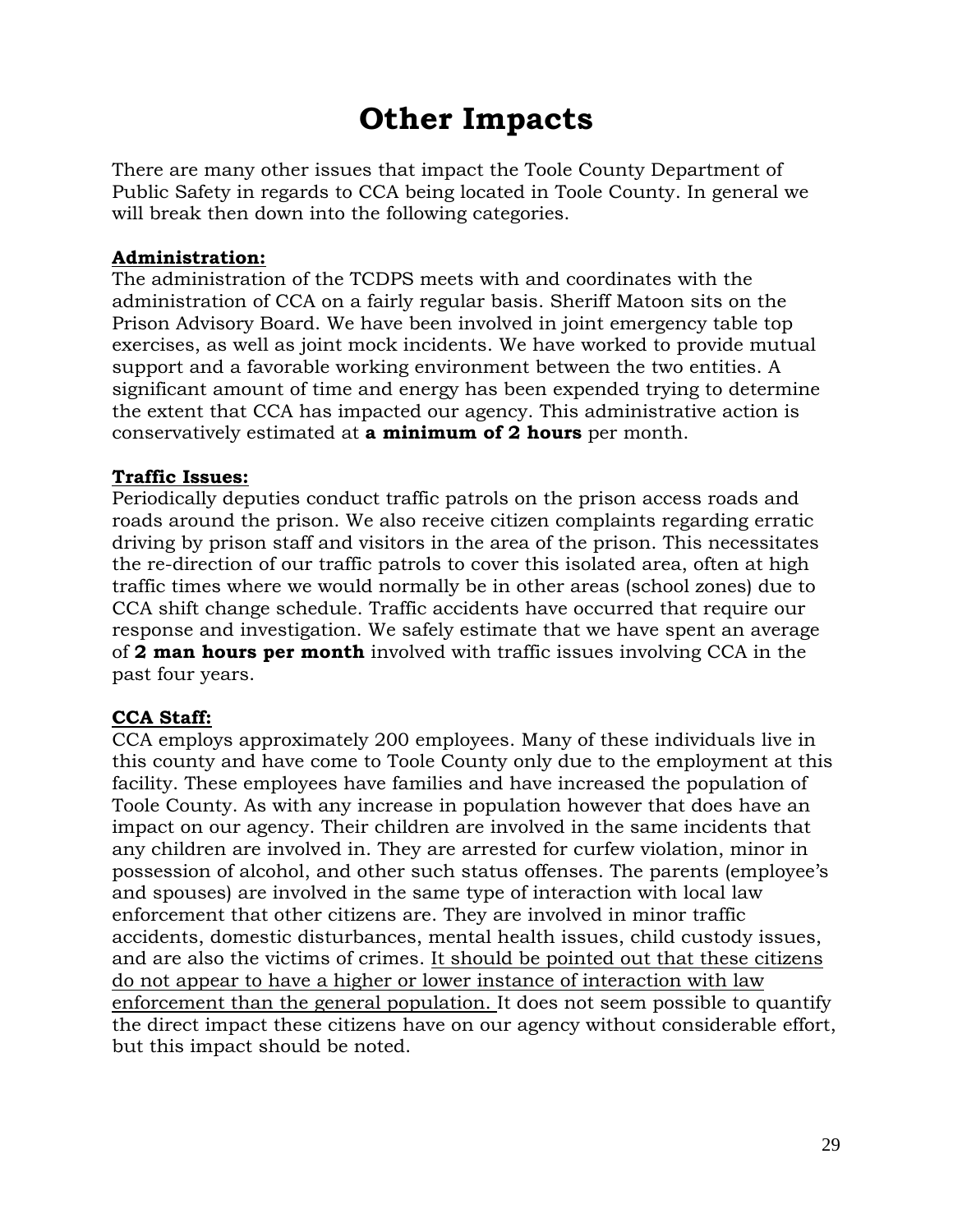# Other Impacts

There are many other issues that impact the Toole County Department of Public Safety in regards to CCA being located in Toole County. In general we will break then down into the following categories.

**Administration:**
The administration of the TCDPS meets with and coordinates with the administration of CCA on a fairly regular basis. Sheriff Matoon sits on the Prison Advisory Board. We have been involved in joint emergency table top exercises, as well as joint mock incidents. We have worked to provide mutual support and a favorable working environment between the two entities. A significant amount of time and energy has been expended trying to determine the extent that CCA has impacted our agency. This administrative action is conservatively estimated at **a minimum of 2 hours** per month.

**Traffic Issues:**
Periodically deputies conduct traffic patrols on the prison access roads and roads around the prison. We also receive citizen complaints regarding erratic driving by prison staff and visitors in the area of the prison. This necessitates the re-direction of our traffic patrols to cover this isolated area, often at high traffic times where we would normally be in other areas (school zones) due to CCA shift change schedule. Traffic accidents have occurred that require our response and investigation. We safely estimate that we have spent an average of **2 man hours per month** involved with traffic issues involving CCA in the past four years.

**CCA Staff:**
CCA employs approximately 200 employees. Many of these individuals live in this county and have come to Toole County only due to the employment at this facility. These employees have families and have increased the population of Toole County. As with any increase in population however that does have an impact on our agency. Their children are involved in the same incidents that any children are involved in. They are arrested for curfew violation, minor in possession of alcohol, and other such status offenses. The parents (employee's and spouses) are involved in the same type of interaction with local law enforcement that other citizens are. They are involved in minor traffic accidents, domestic disturbances, mental health issues, child custody issues, and are also the victims of crimes. <u>It should be pointed out that these citizens do not appear to have a higher or lower instance of interaction with law enforcement than the general population.</u> It does not seem possible to quantify the direct impact these citizens have on our agency without considerable effort, but this impact should be noted.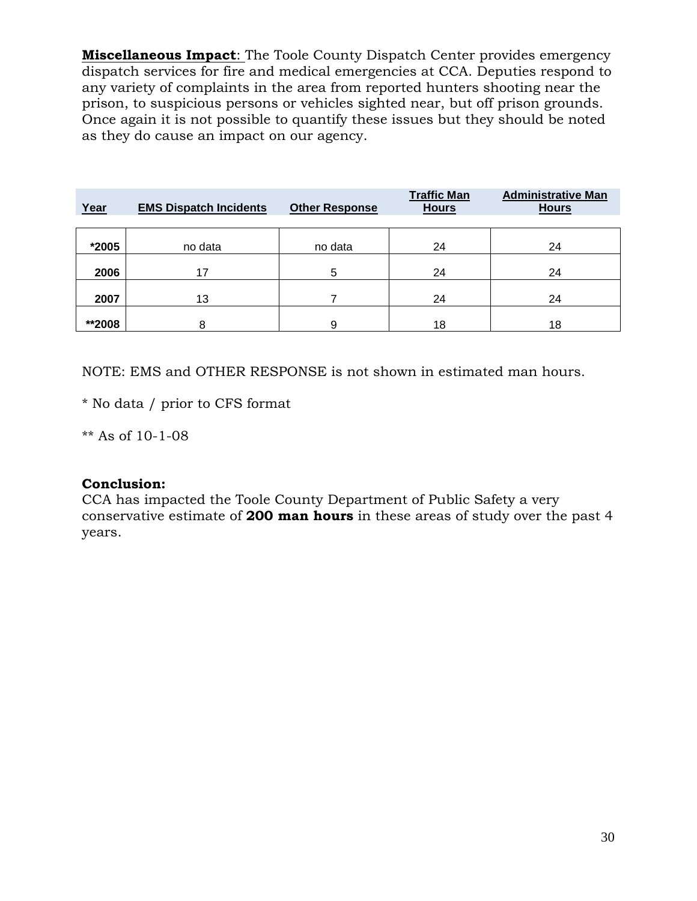**Miscellaneous Impact**: The Toole County Dispatch Center provides emergency dispatch services for fire and medical emergencies at CCA. Deputies respond to any variety of complaints in the area from reported hunters shooting near the prison, to suspicious persons or vehicles sighted near, but off prison grounds. Once again it is not possible to quantify these issues but they should be noted as they do cause an impact on our agency.

| Year | EMS Dispatch Incidents | Other Response | Traffic Man Hours | Administrative Man Hours |
|---|---|---|---|---|
| *2005 | no data | no data | 24 | 24 |
| 2006 | 17 | 5 | 24 | 24 |
| 2007 | 13 | 7 | 24 | 24 |
| **2008 | 8 | 9 | 18 | 18 |

NOTE: EMS and OTHER RESPONSE is not shown in estimated man hours.

* No data / prior to CFS format

** As of 10-1-08

**Conclusion:**
CCA has impacted the Toole County Department of Public Safety a very conservative estimate of **200 man hours** in these areas of study over the past 4 years.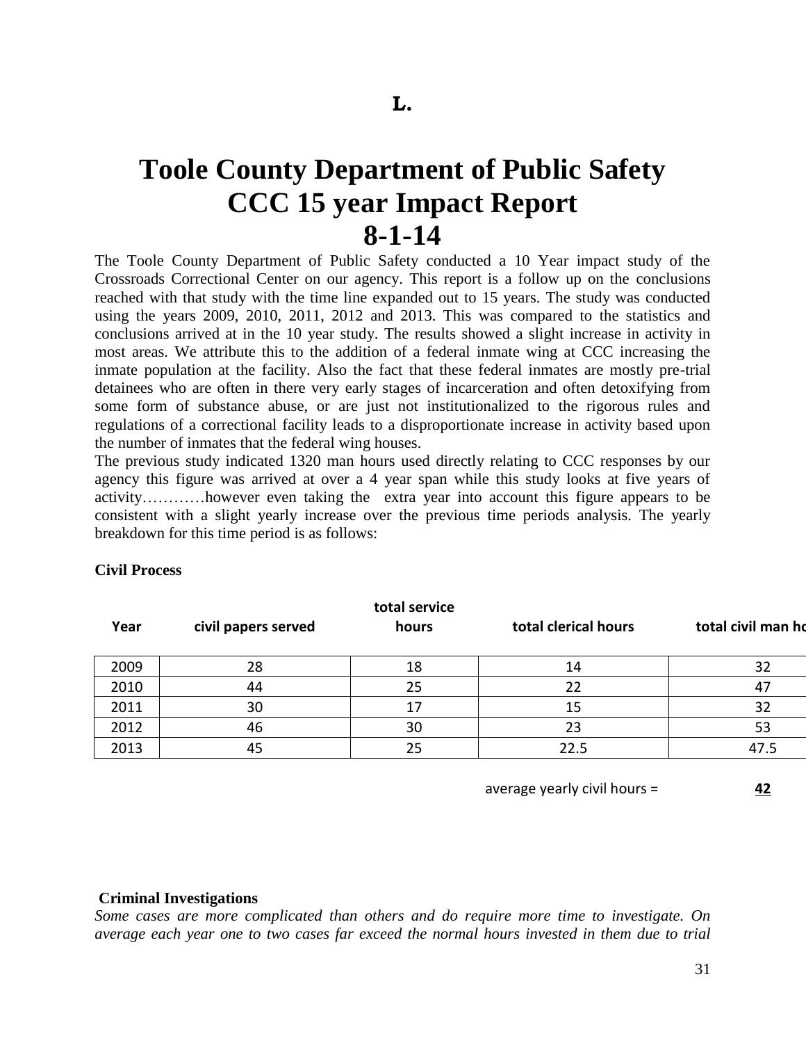**L.**

# Toole County Department of Public Safety CCC 15 year Impact Report 8-1-14

The Toole County Department of Public Safety conducted a 10 Year impact study of the Crossroads Correctional Center on our agency. This report is a follow up on the conclusions reached with that study with the time line expanded out to 15 years. The study was conducted using the years 2009, 2010, 2011, 2012 and 2013. This was compared to the statistics and conclusions arrived at in the 10 year study. The results showed a slight increase in activity in most areas. We attribute this to the addition of a federal inmate wing at CCC increasing the inmate population at the facility. Also the fact that these federal inmates are mostly pre-trial detainees who are often in there very early stages of incarceration and often detoxifying from some form of substance abuse, or are just not institutionalized to the rigorous rules and regulations of a correctional facility leads to a disproportionate increase in activity based upon the number of inmates that the federal wing houses.

The previous study indicated 1320 man hours used directly relating to CCC responses by our agency this figure was arrived at over a 4 year span while this study looks at five years of activity…………however even taking the extra year into account this figure appears to be consistent with a slight yearly increase over the previous time periods analysis. The yearly breakdown for this time period is as follows:

**Civil Process**

| Year | civil papers served | total service hours | total clerical hours | total civil man ho |
|---|---|---|---|---|
| 2009 | 28 | 18 | 14 | 32 |
| 2010 | 44 | 25 | 22 | 47 |
| 2011 | 30 | 17 | 15 | 32 |
| 2012 | 46 | 30 | 23 | 53 |
| 2013 | 45 | 25 | 22.5 | 47.5 |

average yearly civil hours = **42**

**Criminal Investigations**

*Some cases are more complicated than others and do require more time to investigate. On average each year one to two cases far exceed the normal hours invested in them due to trial*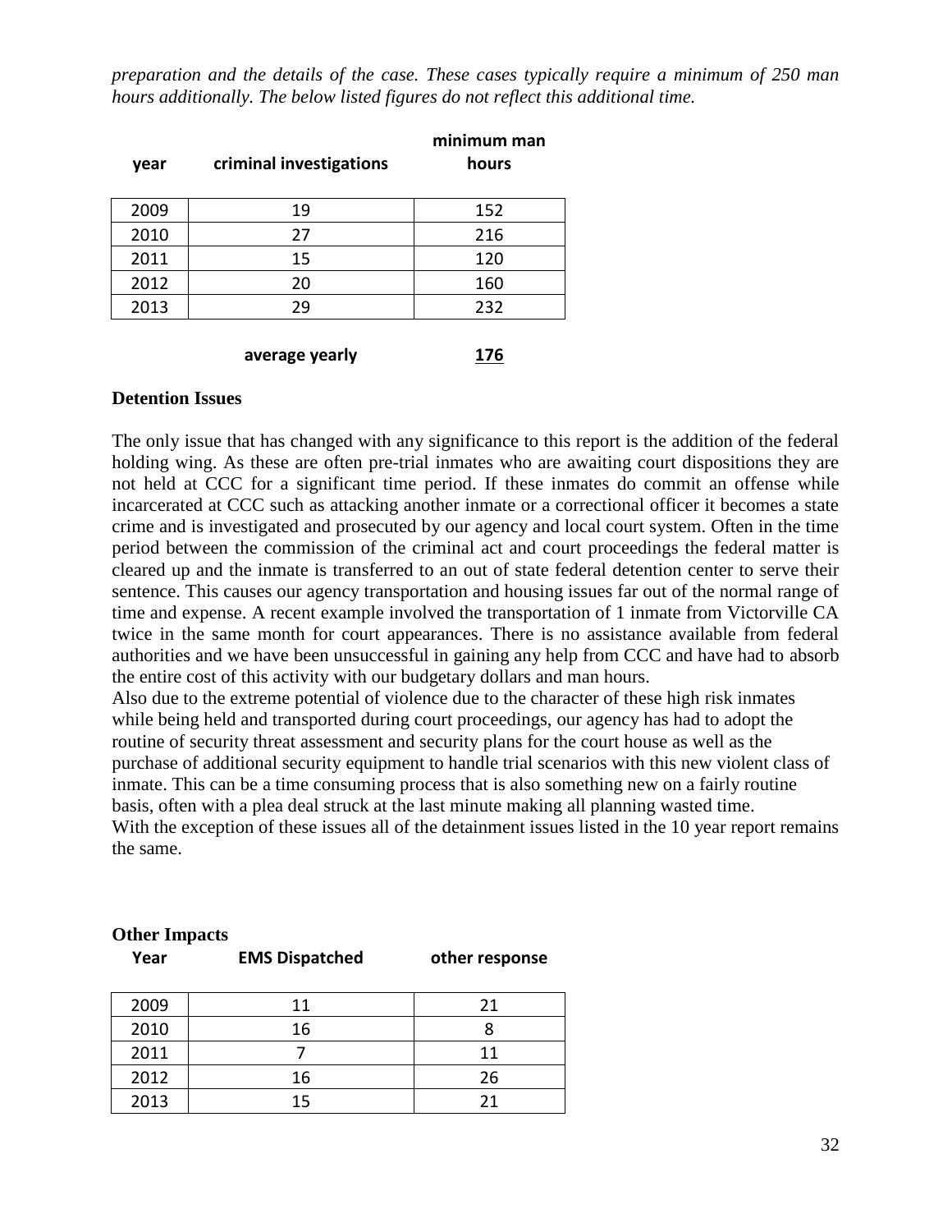*preparation and the details of the case. These cases typically require a minimum of 250 man hours additionally. The below listed figures do not reflect this additional time.*

| year | criminal investigations | minimum man hours |
|---|---|---|
| 2009 | 19 | 152 |
| 2010 | 27 | 216 |
| 2011 | 15 | 120 |
| 2012 | 20 | 160 |
| 2013 | 29 | 232 |
| | **average yearly** | **176** |

**Detention Issues**

The only issue that has changed with any significance to this report is the addition of the federal holding wing. As these are often pre-trial inmates who are awaiting court dispositions they are not held at CCC for a significant time period. If these inmates do commit an offense while incarcerated at CCC such as attacking another inmate or a correctional officer it becomes a state crime and is investigated and prosecuted by our agency and local court system. Often in the time period between the commission of the criminal act and court proceedings the federal matter is cleared up and the inmate is transferred to an out of state federal detention center to serve their sentence. This causes our agency transportation and housing issues far out of the normal range of time and expense. A recent example involved the transportation of 1 inmate from Victorville CA twice in the same month for court appearances. There is no assistance available from federal authorities and we have been unsuccessful in gaining any help from CCC and have had to absorb the entire cost of this activity with our budgetary dollars and man hours.

Also due to the extreme potential of violence due to the character of these high risk inmates while being held and transported during court proceedings, our agency has had to adopt the routine of security threat assessment and security plans for the court house as well as the purchase of additional security equipment to handle trial scenarios with this new violent class of inmate. This can be a time consuming process that is also something new on a fairly routine basis, often with a plea deal struck at the last minute making all planning wasted time.

With the exception of these issues all of the detainment issues listed in the 10 year report remains the same.

**Other Impacts**

| Year | EMS Dispatched | other response |
|---|---|---|
| 2009 | 11 | 21 |
| 2010 | 16 | 8 |
| 2011 | 7 | 11 |
| 2012 | 16 | 26 |
| 2013 | 15 | 21 |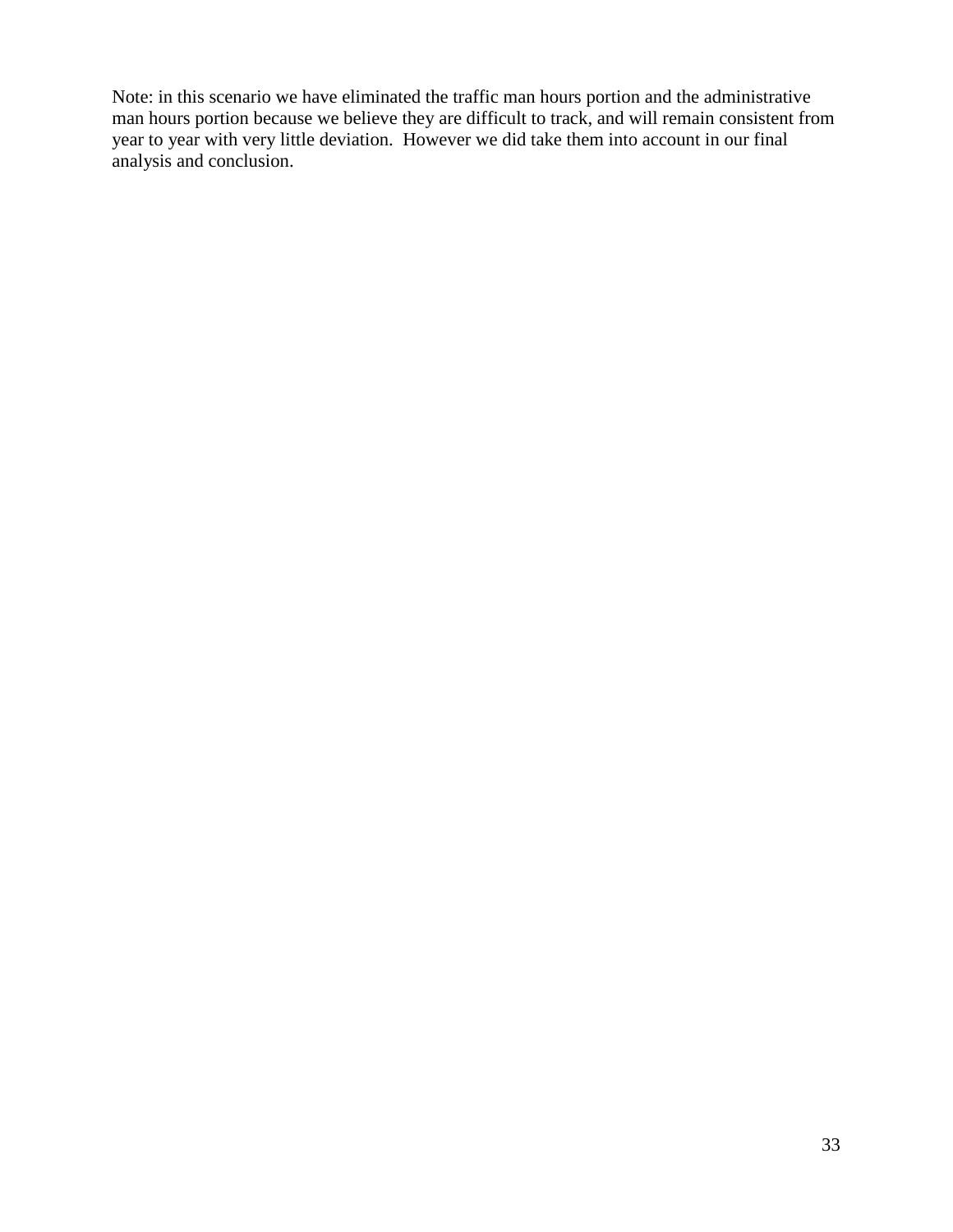Note: in this scenario we have eliminated the traffic man hours portion and the administrative man hours portion because we believe they are difficult to track, and will remain consistent from year to year with very little deviation.  However we did take them into account in our final analysis and conclusion.